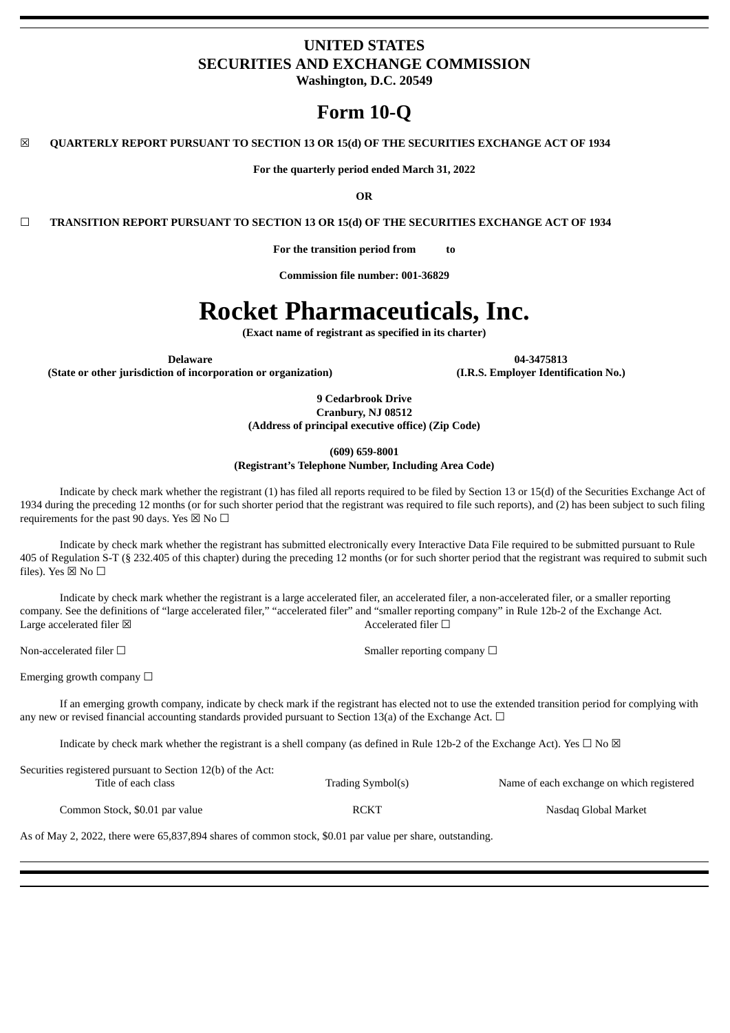# UNITED STATES
# SECURITIES AND EXCHANGE COMMISSION
**Washington, D.C. 20549**

# Form 10-Q

☒ **QUARTERLY REPORT PURSUANT TO SECTION 13 OR 15(d) OF THE SECURITIES EXCHANGE ACT OF 1934**

**For the quarterly period ended March 31, 2022**

**OR**

☐ **TRANSITION REPORT PURSUANT TO SECTION 13 OR 15(d) OF THE SECURITIES EXCHANGE ACT OF 1934**

**For the transition period from to**

**Commission file number: 001-36829**

# Rocket Pharmaceuticals, Inc.

**(Exact name of registrant as specified in its charter)**

| **Delaware** | **04-3475813** |
|---|---|
| **(State or other jurisdiction of incorporation or organization)** | **(I.R.S. Employer Identification No.)** |

**9 Cedarbrook Drive**
**Cranbury, NJ 08512**
**(Address of principal executive office) (Zip Code)**

**(609) 659-8001**
**(Registrant's Telephone Number, Including Area Code)**

Indicate by check mark whether the registrant (1) has filed all reports required to be filed by Section 13 or 15(d) of the Securities Exchange Act of 1934 during the preceding 12 months (or for such shorter period that the registrant was required to file such reports), and (2) has been subject to such filing requirements for the past 90 days. Yes ☒ No ☐

Indicate by check mark whether the registrant has submitted electronically every Interactive Data File required to be submitted pursuant to Rule 405 of Regulation S-T (§ 232.405 of this chapter) during the preceding 12 months (or for such shorter period that the registrant was required to submit such files). Yes ☒ No ☐

Indicate by check mark whether the registrant is a large accelerated filer, an accelerated filer, a non-accelerated filer, or a smaller reporting company. See the definitions of "large accelerated filer," "accelerated filer" and "smaller reporting company" in Rule 12b-2 of the Exchange Act.

| | |
|---|---|
| Large accelerated filer ☒ | Accelerated filer ☐ |
| Non-accelerated filer ☐ | Smaller reporting company ☐ |
| Emerging growth company ☐ | |

If an emerging growth company, indicate by check mark if the registrant has elected not to use the extended transition period for complying with any new or revised financial accounting standards provided pursuant to Section 13(a) of the Exchange Act. ☐

Indicate by check mark whether the registrant is a shell company (as defined in Rule 12b-2 of the Exchange Act). Yes ☐ No ☒

Securities registered pursuant to Section 12(b) of the Act:

| Title of each class | Trading Symbol(s) | Name of each exchange on which registered |
|---|---|---|
| Common Stock, $0.01 par value | RCKT | Nasdaq Global Market |

As of May 2, 2022, there were 65,837,894 shares of common stock, $0.01 par value per share, outstanding.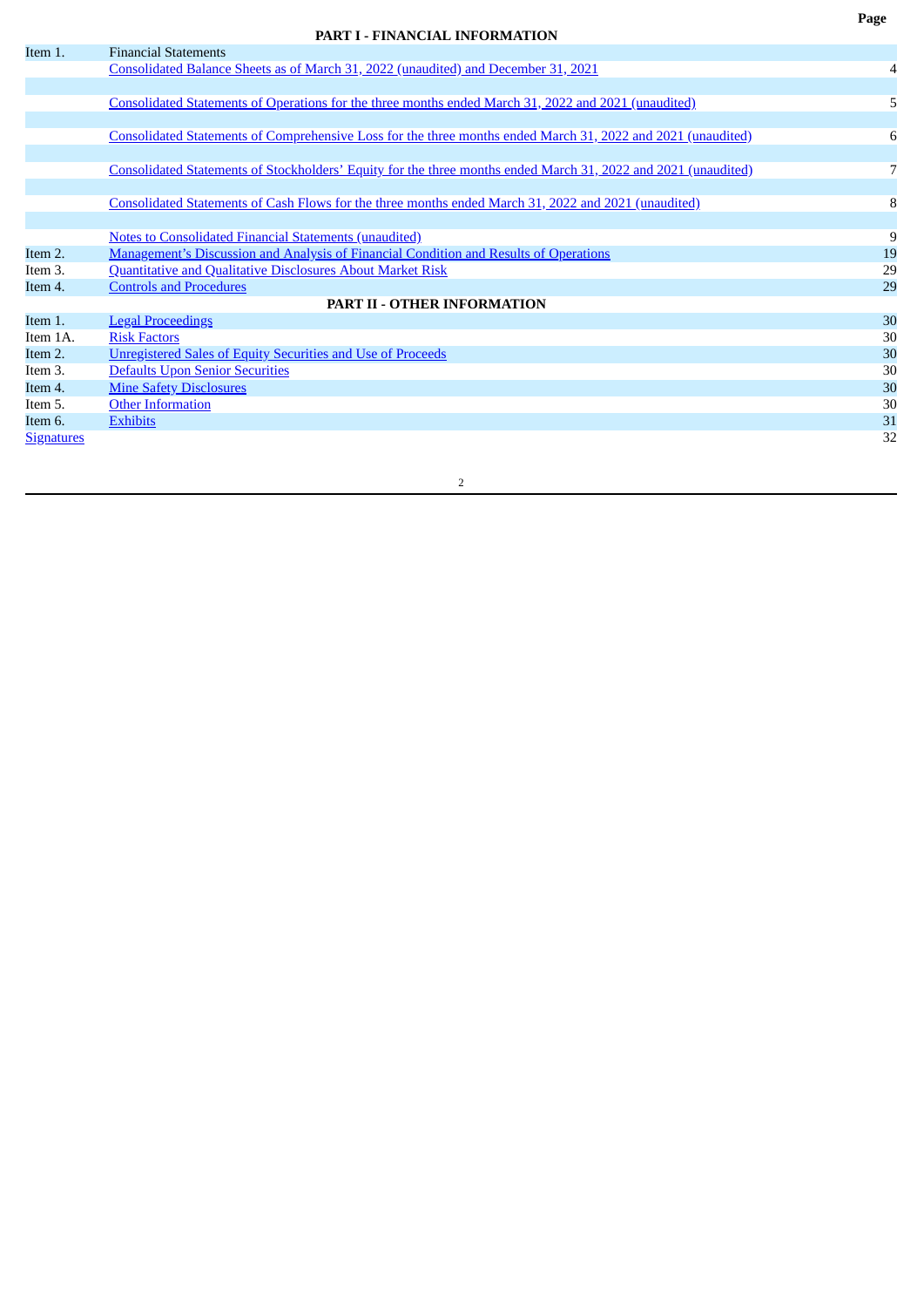| | | Page |
|---|---|---|
| **PART I - FINANCIAL INFORMATION** | | |
| Item 1. | Financial Statements | |
| | Consolidated Balance Sheets as of March 31, 2022 (unaudited) and December 31, 2021 | 4 |
| | Consolidated Statements of Operations for the three months ended March 31, 2022 and 2021 (unaudited) | 5 |
| | Consolidated Statements of Comprehensive Loss for the three months ended March 31, 2022 and 2021 (unaudited) | 6 |
| | Consolidated Statements of Stockholders' Equity for the three months ended March 31, 2022 and 2021 (unaudited) | 7 |
| | Consolidated Statements of Cash Flows for the three months ended March 31, 2022 and 2021 (unaudited) | 8 |
| | Notes to Consolidated Financial Statements (unaudited) | 9 |
| Item 2. | Management's Discussion and Analysis of Financial Condition and Results of Operations | 19 |
| Item 3. | Quantitative and Qualitative Disclosures About Market Risk | 29 |
| Item 4. | Controls and Procedures | 29 |
| **PART II - OTHER INFORMATION** | | |
| Item 1. | Legal Proceedings | 30 |
| Item 1A. | Risk Factors | 30 |
| Item 2. | Unregistered Sales of Equity Securities and Use of Proceeds | 30 |
| Item 3. | Defaults Upon Senior Securities | 30 |
| Item 4. | Mine Safety Disclosures | 30 |
| Item 5. | Other Information | 30 |
| Item 6. | Exhibits | 31 |
| Signatures | | 32 |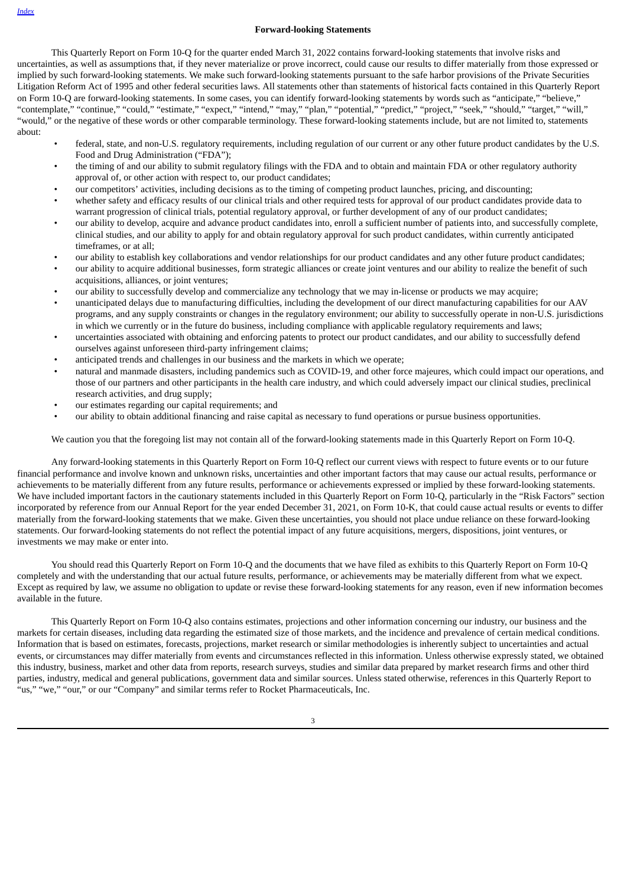## Forward-looking Statements

This Quarterly Report on Form 10-Q for the quarter ended March 31, 2022 contains forward-looking statements that involve risks and uncertainties, as well as assumptions that, if they never materialize or prove incorrect, could cause our results to differ materially from those expressed or implied by such forward-looking statements. We make such forward-looking statements pursuant to the safe harbor provisions of the Private Securities Litigation Reform Act of 1995 and other federal securities laws. All statements other than statements of historical facts contained in this Quarterly Report on Form 10-Q are forward-looking statements. In some cases, you can identify forward-looking statements by words such as "anticipate," "believe," "contemplate," "continue," "could," "estimate," "expect," "intend," "may," "plan," "potential," "predict," "project," "seek," "should," "target," "will," "would," or the negative of these words or other comparable terminology. These forward-looking statements include, but are not limited to, statements about:

- federal, state, and non-U.S. regulatory requirements, including regulation of our current or any other future product candidates by the U.S. Food and Drug Administration ("FDA");
- the timing of and our ability to submit regulatory filings with the FDA and to obtain and maintain FDA or other regulatory authority approval of, or other action with respect to, our product candidates;
- our competitors' activities, including decisions as to the timing of competing product launches, pricing, and discounting;
- whether safety and efficacy results of our clinical trials and other required tests for approval of our product candidates provide data to warrant progression of clinical trials, potential regulatory approval, or further development of any of our product candidates;
- our ability to develop, acquire and advance product candidates into, enroll a sufficient number of patients into, and successfully complete, clinical studies, and our ability to apply for and obtain regulatory approval for such product candidates, within currently anticipated timeframes, or at all;
- our ability to establish key collaborations and vendor relationships for our product candidates and any other future product candidates;
- our ability to acquire additional businesses, form strategic alliances or create joint ventures and our ability to realize the benefit of such acquisitions, alliances, or joint ventures;
- our ability to successfully develop and commercialize any technology that we may in-license or products we may acquire;
- unanticipated delays due to manufacturing difficulties, including the development of our direct manufacturing capabilities for our AAV programs, and any supply constraints or changes in the regulatory environment; our ability to successfully operate in non-U.S. jurisdictions in which we currently or in the future do business, including compliance with applicable regulatory requirements and laws;
- uncertainties associated with obtaining and enforcing patents to protect our product candidates, and our ability to successfully defend ourselves against unforeseen third-party infringement claims;
- anticipated trends and challenges in our business and the markets in which we operate;
- natural and manmade disasters, including pandemics such as COVID-19, and other force majeures, which could impact our operations, and those of our partners and other participants in the health care industry, and which could adversely impact our clinical studies, preclinical research activities, and drug supply;
- our estimates regarding our capital requirements; and
- our ability to obtain additional financing and raise capital as necessary to fund operations or pursue business opportunities.

We caution you that the foregoing list may not contain all of the forward-looking statements made in this Quarterly Report on Form 10-Q.

Any forward-looking statements in this Quarterly Report on Form 10-Q reflect our current views with respect to future events or to our future financial performance and involve known and unknown risks, uncertainties and other important factors that may cause our actual results, performance or achievements to be materially different from any future results, performance or achievements expressed or implied by these forward-looking statements. We have included important factors in the cautionary statements included in this Quarterly Report on Form 10-Q, particularly in the "Risk Factors" section incorporated by reference from our Annual Report for the year ended December 31, 2021, on Form 10-K, that could cause actual results or events to differ materially from the forward-looking statements that we make. Given these uncertainties, you should not place undue reliance on these forward-looking statements. Our forward-looking statements do not reflect the potential impact of any future acquisitions, mergers, dispositions, joint ventures, or investments we may make or enter into.

You should read this Quarterly Report on Form 10-Q and the documents that we have filed as exhibits to this Quarterly Report on Form 10-Q completely and with the understanding that our actual future results, performance, or achievements may be materially different from what we expect. Except as required by law, we assume no obligation to update or revise these forward-looking statements for any reason, even if new information becomes available in the future.

This Quarterly Report on Form 10-Q also contains estimates, projections and other information concerning our industry, our business and the markets for certain diseases, including data regarding the estimated size of those markets, and the incidence and prevalence of certain medical conditions. Information that is based on estimates, forecasts, projections, market research or similar methodologies is inherently subject to uncertainties and actual events, or circumstances may differ materially from events and circumstances reflected in this information. Unless otherwise expressly stated, we obtained this industry, business, market and other data from reports, research surveys, studies and similar data prepared by market research firms and other third parties, industry, medical and general publications, government data and similar sources. Unless stated otherwise, references in this Quarterly Report to "us," "we," "our," or our "Company" and similar terms refer to Rocket Pharmaceuticals, Inc.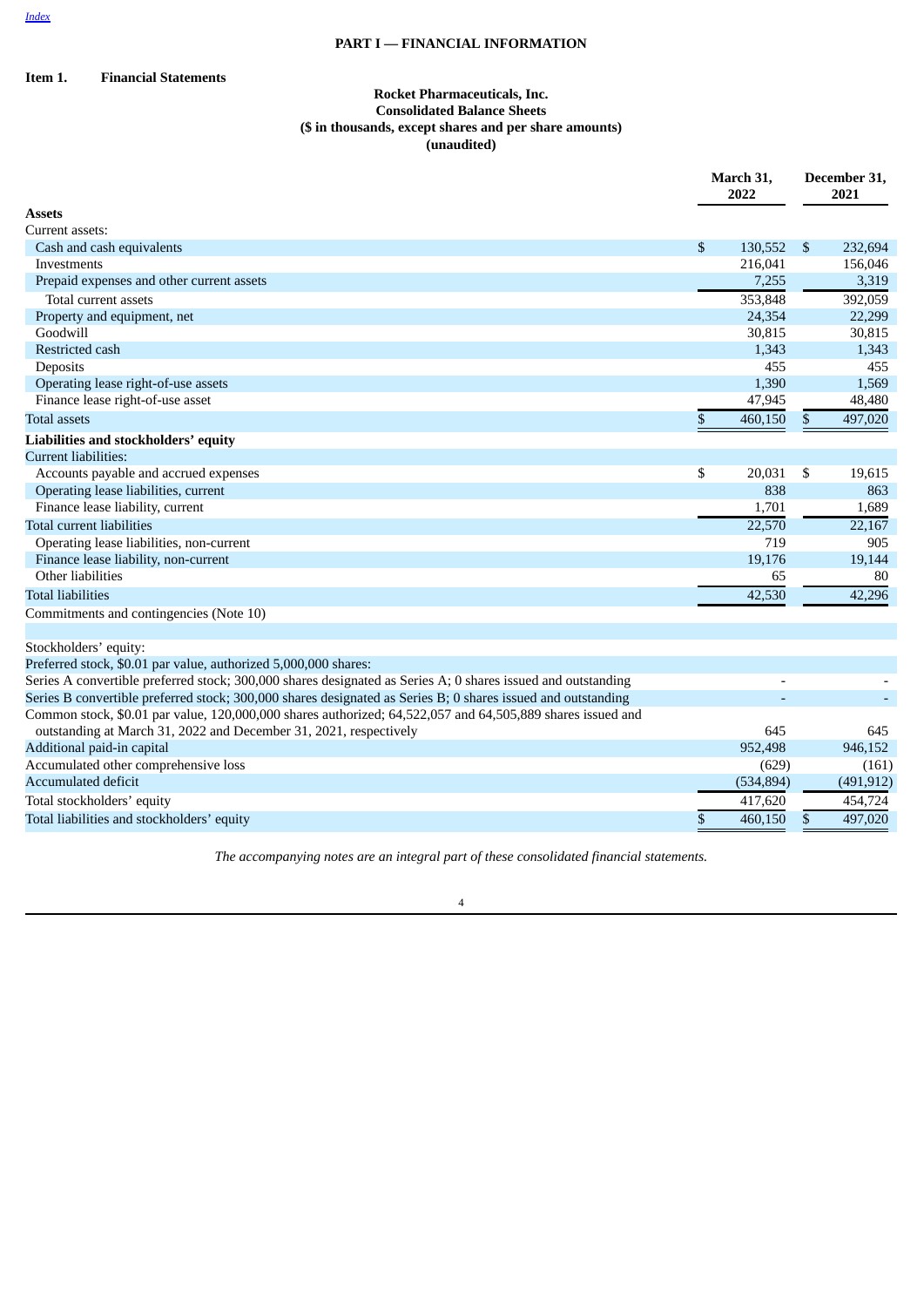Index

# PART I — FINANCIAL INFORMATION

## Item 1. Financial Statements

**Rocket Pharmaceuticals, Inc.**
**Consolidated Balance Sheets**
**($ in thousands, except shares and per share amounts)**
**(unaudited)**

| | March 31, 2022 | December 31, 2021 |
|---|---|---|
| **Assets** | | |
| Current assets: | | |
| Cash and cash equivalents | $ 130,552 | $ 232,694 |
| Investments | 216,041 | 156,046 |
| Prepaid expenses and other current assets | 7,255 | 3,319 |
| Total current assets | 353,848 | 392,059 |
| Property and equipment, net | 24,354 | 22,299 |
| Goodwill | 30,815 | 30,815 |
| Restricted cash | 1,343 | 1,343 |
| Deposits | 455 | 455 |
| Operating lease right-of-use assets | 1,390 | 1,569 |
| Finance lease right-of-use asset | 47,945 | 48,480 |
| Total assets | $ 460,150 | $ 497,020 |
| **Liabilities and stockholders' equity** | | |
| Current liabilities: | | |
| Accounts payable and accrued expenses | $ 20,031 | $ 19,615 |
| Operating lease liabilities, current | 838 | 863 |
| Finance lease liability, current | 1,701 | 1,689 |
| Total current liabilities | 22,570 | 22,167 |
| Operating lease liabilities, non-current | 719 | 905 |
| Finance lease liability, non-current | 19,176 | 19,144 |
| Other liabilities | 65 | 80 |
| Total liabilities | 42,530 | 42,296 |
| Commitments and contingencies (Note 10) | | |
| | | |
| Stockholders' equity: | | |
| Preferred stock, $0.01 par value, authorized 5,000,000 shares: | | |
| Series A convertible preferred stock; 300,000 shares designated as Series A; 0 shares issued and outstanding | - | - |
| Series B convertible preferred stock; 300,000 shares designated as Series B; 0 shares issued and outstanding | - | - |
| Common stock, $0.01 par value, 120,000,000 shares authorized; 64,522,057 and 64,505,889 shares issued and outstanding at March 31, 2022 and December 31, 2021, respectively | 645 | 645 |
| Additional paid-in capital | 952,498 | 946,152 |
| Accumulated other comprehensive loss | (629) | (161) |
| Accumulated deficit | (534,894) | (491,912) |
| Total stockholders' equity | 417,620 | 454,724 |
| Total liabilities and stockholders' equity | $ 460,150 | $ 497,020 |

*The accompanying notes are an integral part of these consolidated financial statements.*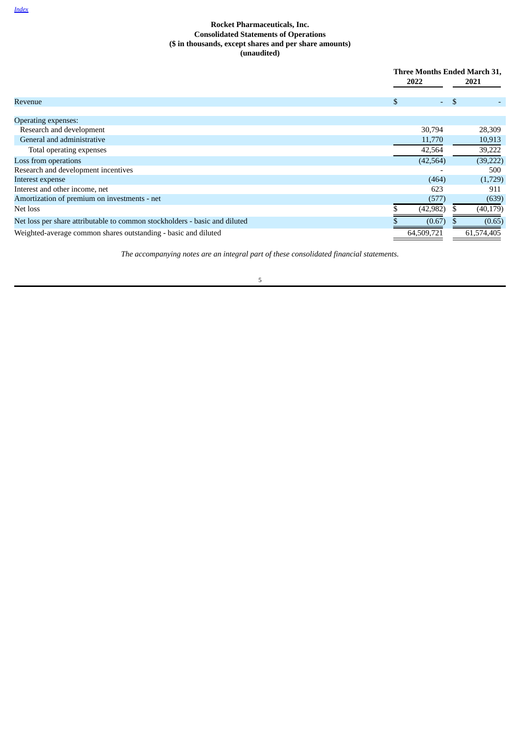Index

**Rocket Pharmaceuticals, Inc.**
**Consolidated Statements of Operations**
**($ in thousands, except shares and per share amounts)**
**(unaudited)**

| | Three Months Ended March 31, | |
|---|---|---|
| | 2022 | 2021 |
| Revenue | $ - | $ - |
| Operating expenses: | | |
| Research and development | 30,794 | 28,309 |
| General and administrative | 11,770 | 10,913 |
| Total operating expenses | 42,564 | 39,222 |
| Loss from operations | (42,564) | (39,222) |
| Research and development incentives | - | 500 |
| Interest expense | (464) | (1,729) |
| Interest and other income, net | 623 | 911 |
| Amortization of premium on investments - net | (577) | (639) |
| Net loss | $ (42,982) | $ (40,179) |
| Net loss per share attributable to common stockholders - basic and diluted | $ (0.67) | $ (0.65) |
| Weighted-average common shares outstanding - basic and diluted | 64,509,721 | 61,574,405 |

*The accompanying notes are an integral part of these consolidated financial statements.*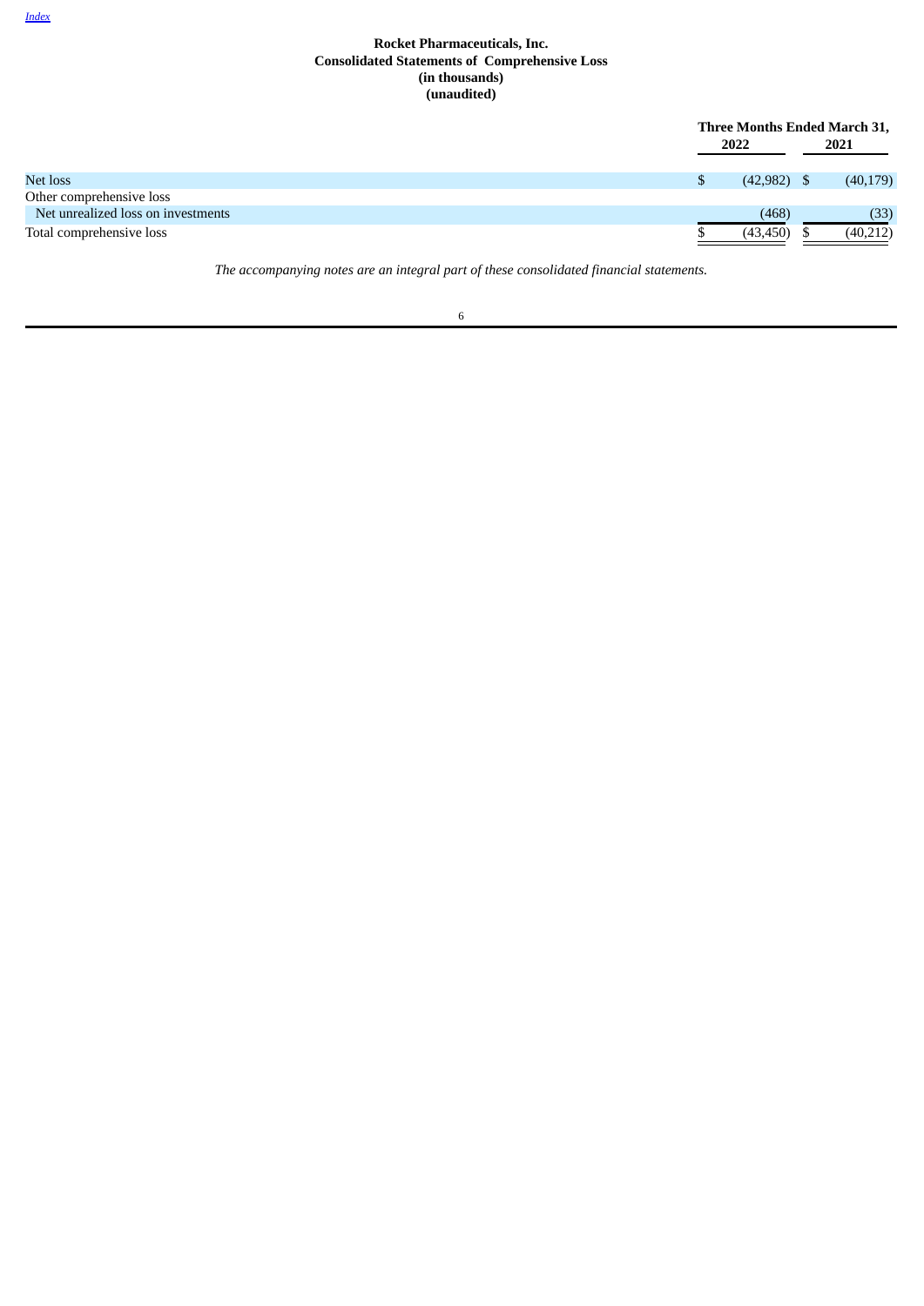**Rocket Pharmaceuticals, Inc.**
**Consolidated Statements of Comprehensive Loss**
**(in thousands)**
**(unaudited)**

| | Three Months Ended March 31, | |
|---|---|---|
| | 2022 | 2021 |
| Net loss | $ (42,982) | $ (40,179) |
| Other comprehensive loss | | |
| Net unrealized loss on investments | (468) | (33) |
| Total comprehensive loss | $ (43,450) | $ (40,212) |

*The accompanying notes are an integral part of these consolidated financial statements.*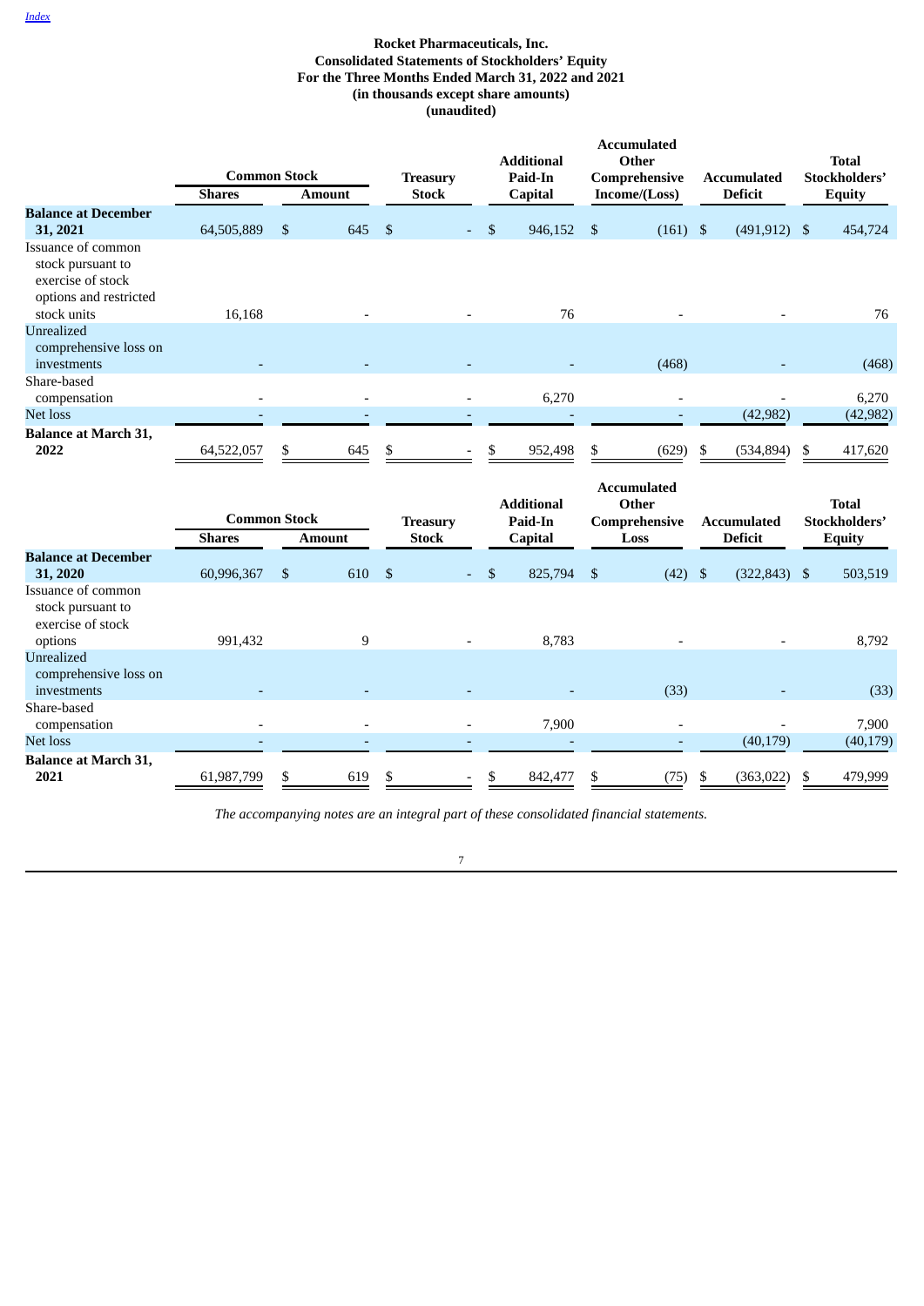[Index](#)

**Rocket Pharmaceuticals, Inc.**
**Consolidated Statements of Stockholders' Equity**
**For the Three Months Ended March 31, 2022 and 2021**
**(in thousands except share amounts)**
**(unaudited)**

| | Common Stock | | Treasury Stock | Additional Paid-In Capital | Accumulated Other Comprehensive Income/(Loss) | Accumulated Deficit | Total Stockholders' Equity |
|---|---|---|---|---|---|---|---|
| | Shares | Amount | | | | | |
| **Balance at December 31, 2021** | 64,505,889 | $ 645 | $ - | $ 946,152 | $ (161) | $ (491,912) | $ 454,724 |
| Issuance of common stock pursuant to exercise of stock options and restricted stock units | 16,168 | - | - | 76 | - | - | 76 |
| Unrealized comprehensive loss on investments | - | - | - | - | (468) | - | (468) |
| Share-based compensation | - | - | - | 6,270 | - | - | 6,270 |
| Net loss | - | - | - | - | - | (42,982) | (42,982) |
| **Balance at March 31, 2022** | 64,522,057 | $ 645 | $ - | $ 952,498 | $ (629) | $ (534,894) | $ 417,620 |

| | Common Stock | | Treasury Stock | Additional Paid-In Capital | Accumulated Other Comprehensive Loss | Accumulated Deficit | Total Stockholders' Equity |
|---|---|---|---|---|---|---|---|
| | Shares | Amount | | | | | |
| **Balance at December 31, 2020** | 60,996,367 | $ 610 | $ - | $ 825,794 | $ (42) | $ (322,843) | $ 503,519 |
| Issuance of common stock pursuant to exercise of stock options | 991,432 | 9 | - | 8,783 | - | - | 8,792 |
| Unrealized comprehensive loss on investments | - | - | - | - | (33) | - | (33) |
| Share-based compensation | - | - | - | 7,900 | - | - | 7,900 |
| Net loss | - | - | - | - | - | (40,179) | (40,179) |
| **Balance at March 31, 2021** | 61,987,799 | $ 619 | $ - | $ 842,477 | $ (75) | $ (363,022) | $ 479,999 |

*The accompanying notes are an integral part of these consolidated financial statements.*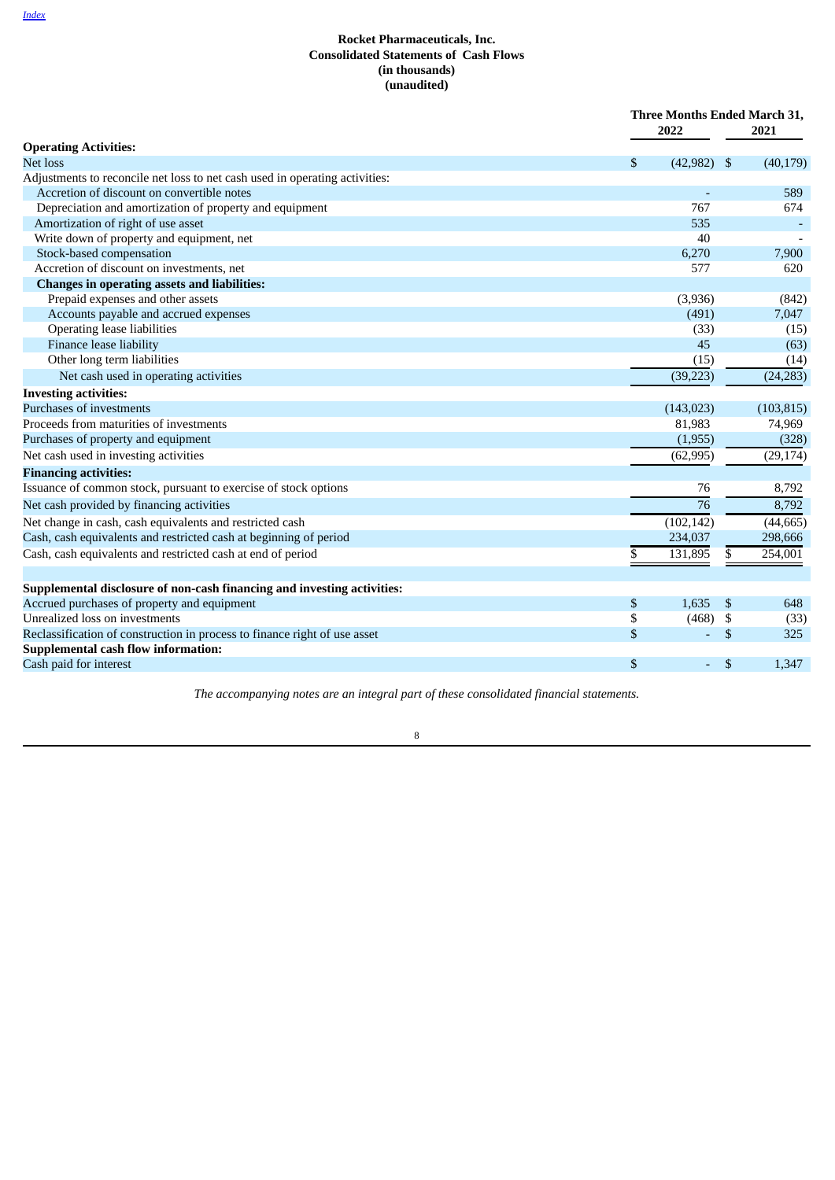**Rocket Pharmaceuticals, Inc.**
**Consolidated Statements of Cash Flows**
**(in thousands)**
**(unaudited)**

| | Three Months Ended March 31, 2022 | 2021 |
|---|---|---|
| **Operating Activities:** | | |
| Net loss | $ (42,982) | $ (40,179) |
| Adjustments to reconcile net loss to net cash used in operating activities: | | |
| Accretion of discount on convertible notes | - | 589 |
| Depreciation and amortization of property and equipment | 767 | 674 |
| Amortization of right of use asset | 535 | - |
| Write down of property and equipment, net | 40 | - |
| Stock-based compensation | 6,270 | 7,900 |
| Accretion of discount on investments, net | 577 | 620 |
| **Changes in operating assets and liabilities:** | | |
| Prepaid expenses and other assets | (3,936) | (842) |
| Accounts payable and accrued expenses | (491) | 7,047 |
| Operating lease liabilities | (33) | (15) |
| Finance lease liability | 45 | (63) |
| Other long term liabilities | (15) | (14) |
| Net cash used in operating activities | (39,223) | (24,283) |
| **Investing activities:** | | |
| Purchases of investments | (143,023) | (103,815) |
| Proceeds from maturities of investments | 81,983 | 74,969 |
| Purchases of property and equipment | (1,955) | (328) |
| Net cash used in investing activities | (62,995) | (29,174) |
| **Financing activities:** | | |
| Issuance of common stock, pursuant to exercise of stock options | 76 | 8,792 |
| Net cash provided by financing activities | 76 | 8,792 |
| Net change in cash, cash equivalents and restricted cash | (102,142) | (44,665) |
| Cash, cash equivalents and restricted cash at beginning of period | 234,037 | 298,666 |
| Cash, cash equivalents and restricted cash at end of period | $ 131,895 | $ 254,001 |
| | | |
| **Supplemental disclosure of non-cash financing and investing activities:** | | |
| Accrued purchases of property and equipment | $ 1,635 | $ 648 |
| Unrealized loss on investments | $ (468) | $ (33) |
| Reclassification of construction in process to finance right of use asset | $ - | $ 325 |
| **Supplemental cash flow information:** | | |
| Cash paid for interest | $ - | $ 1,347 |

*The accompanying notes are an integral part of these consolidated financial statements.*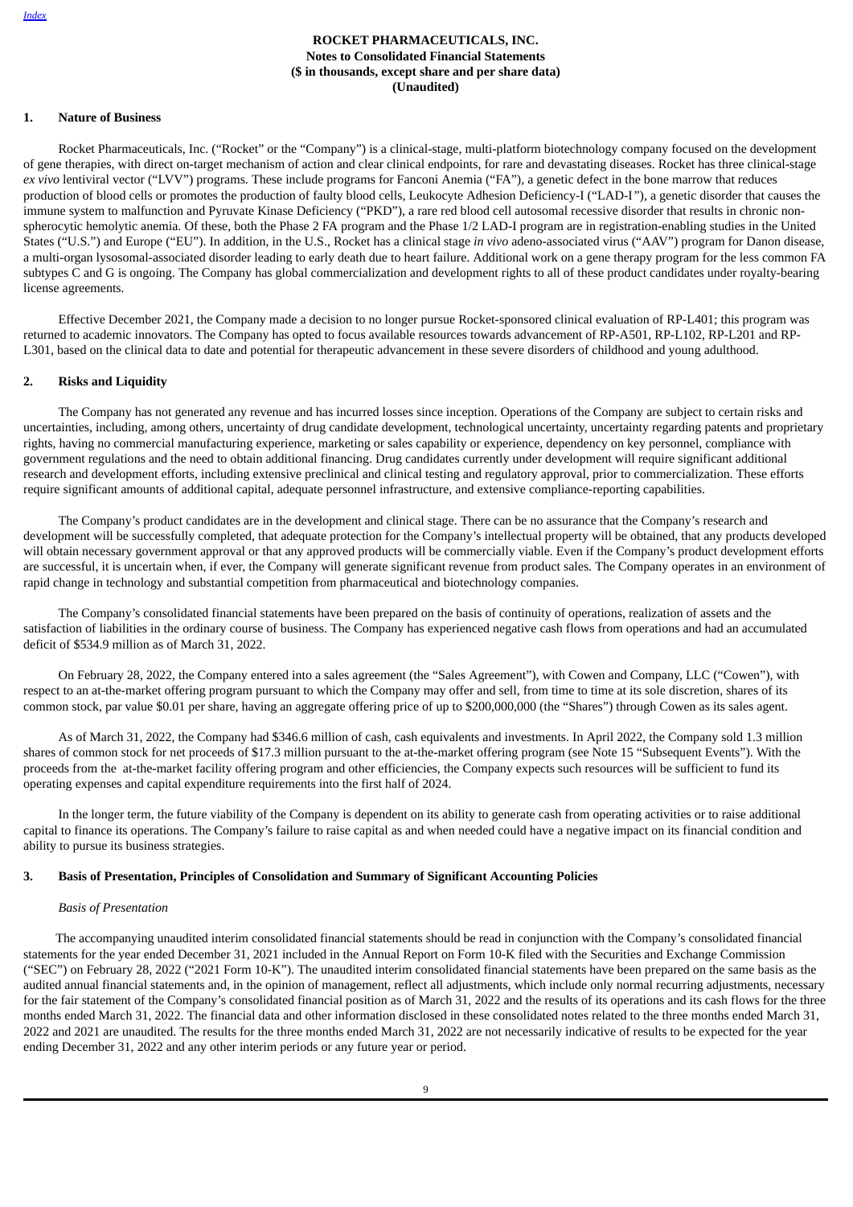**ROCKET PHARMACEUTICALS, INC.**
**Notes to Consolidated Financial Statements**
**($ in thousands, except share and per share data)**
**(Unaudited)**

## 1. Nature of Business

Rocket Pharmaceuticals, Inc. ("Rocket" or the "Company") is a clinical-stage, multi-platform biotechnology company focused on the development of gene therapies, with direct on-target mechanism of action and clear clinical endpoints, for rare and devastating diseases. Rocket has three clinical-stage *ex vivo* lentiviral vector ("LVV") programs. These include programs for Fanconi Anemia ("FA"), a genetic defect in the bone marrow that reduces production of blood cells or promotes the production of faulty blood cells, Leukocyte Adhesion Deficiency-I ("LAD-I"), a genetic disorder that causes the immune system to malfunction and Pyruvate Kinase Deficiency ("PKD"), a rare red blood cell autosomal recessive disorder that results in chronic non-spherocytic hemolytic anemia. Of these, both the Phase 2 FA program and the Phase 1/2 LAD-I program are in registration-enabling studies in the United States ("U.S.") and Europe ("EU"). In addition, in the U.S., Rocket has a clinical stage *in vivo* adeno-associated virus ("AAV") program for Danon disease, a multi-organ lysosomal-associated disorder leading to early death due to heart failure. Additional work on a gene therapy program for the less common FA subtypes C and G is ongoing. The Company has global commercialization and development rights to all of these product candidates under royalty-bearing license agreements.

Effective December 2021, the Company made a decision to no longer pursue Rocket-sponsored clinical evaluation of RP-L401; this program was returned to academic innovators. The Company has opted to focus available resources towards advancement of RP-A501, RP-L102, RP-L201 and RP-L301, based on the clinical data to date and potential for therapeutic advancement in these severe disorders of childhood and young adulthood.

## 2. Risks and Liquidity

The Company has not generated any revenue and has incurred losses since inception. Operations of the Company are subject to certain risks and uncertainties, including, among others, uncertainty of drug candidate development, technological uncertainty, uncertainty regarding patents and proprietary rights, having no commercial manufacturing experience, marketing or sales capability or experience, dependency on key personnel, compliance with government regulations and the need to obtain additional financing. Drug candidates currently under development will require significant additional research and development efforts, including extensive preclinical and clinical testing and regulatory approval, prior to commercialization. These efforts require significant amounts of additional capital, adequate personnel infrastructure, and extensive compliance-reporting capabilities.

The Company's product candidates are in the development and clinical stage. There can be no assurance that the Company's research and development will be successfully completed, that adequate protection for the Company's intellectual property will be obtained, that any products developed will obtain necessary government approval or that any approved products will be commercially viable. Even if the Company's product development efforts are successful, it is uncertain when, if ever, the Company will generate significant revenue from product sales. The Company operates in an environment of rapid change in technology and substantial competition from pharmaceutical and biotechnology companies.

The Company's consolidated financial statements have been prepared on the basis of continuity of operations, realization of assets and the satisfaction of liabilities in the ordinary course of business. The Company has experienced negative cash flows from operations and had an accumulated deficit of $534.9 million as of March 31, 2022.

On February 28, 2022, the Company entered into a sales agreement (the "Sales Agreement"), with Cowen and Company, LLC ("Cowen"), with respect to an at-the-market offering program pursuant to which the Company may offer and sell, from time to time at its sole discretion, shares of its common stock, par value $0.01 per share, having an aggregate offering price of up to $200,000,000 (the "Shares") through Cowen as its sales agent.

As of March 31, 2022, the Company had $346.6 million of cash, cash equivalents and investments. In April 2022, the Company sold 1.3 million shares of common stock for net proceeds of $17.3 million pursuant to the at-the-market offering program (see Note 15 "Subsequent Events"). With the proceeds from the at-the-market facility offering program and other efficiencies, the Company expects such resources will be sufficient to fund its operating expenses and capital expenditure requirements into the first half of 2024.

In the longer term, the future viability of the Company is dependent on its ability to generate cash from operating activities or to raise additional capital to finance its operations. The Company's failure to raise capital as and when needed could have a negative impact on its financial condition and ability to pursue its business strategies.

## 3. Basis of Presentation, Principles of Consolidation and Summary of Significant Accounting Policies

*Basis of Presentation*

The accompanying unaudited interim consolidated financial statements should be read in conjunction with the Company's consolidated financial statements for the year ended December 31, 2021 included in the Annual Report on Form 10-K filed with the Securities and Exchange Commission ("SEC") on February 28, 2022 ("2021 Form 10-K"). The unaudited interim consolidated financial statements have been prepared on the same basis as the audited annual financial statements and, in the opinion of management, reflect all adjustments, which include only normal recurring adjustments, necessary for the fair statement of the Company's consolidated financial position as of March 31, 2022 and the results of its operations and its cash flows for the three months ended March 31, 2022. The financial data and other information disclosed in these consolidated notes related to the three months ended March 31, 2022 and 2021 are unaudited. The results for the three months ended March 31, 2022 are not necessarily indicative of results to be expected for the year ending December 31, 2022 and any other interim periods or any future year or period.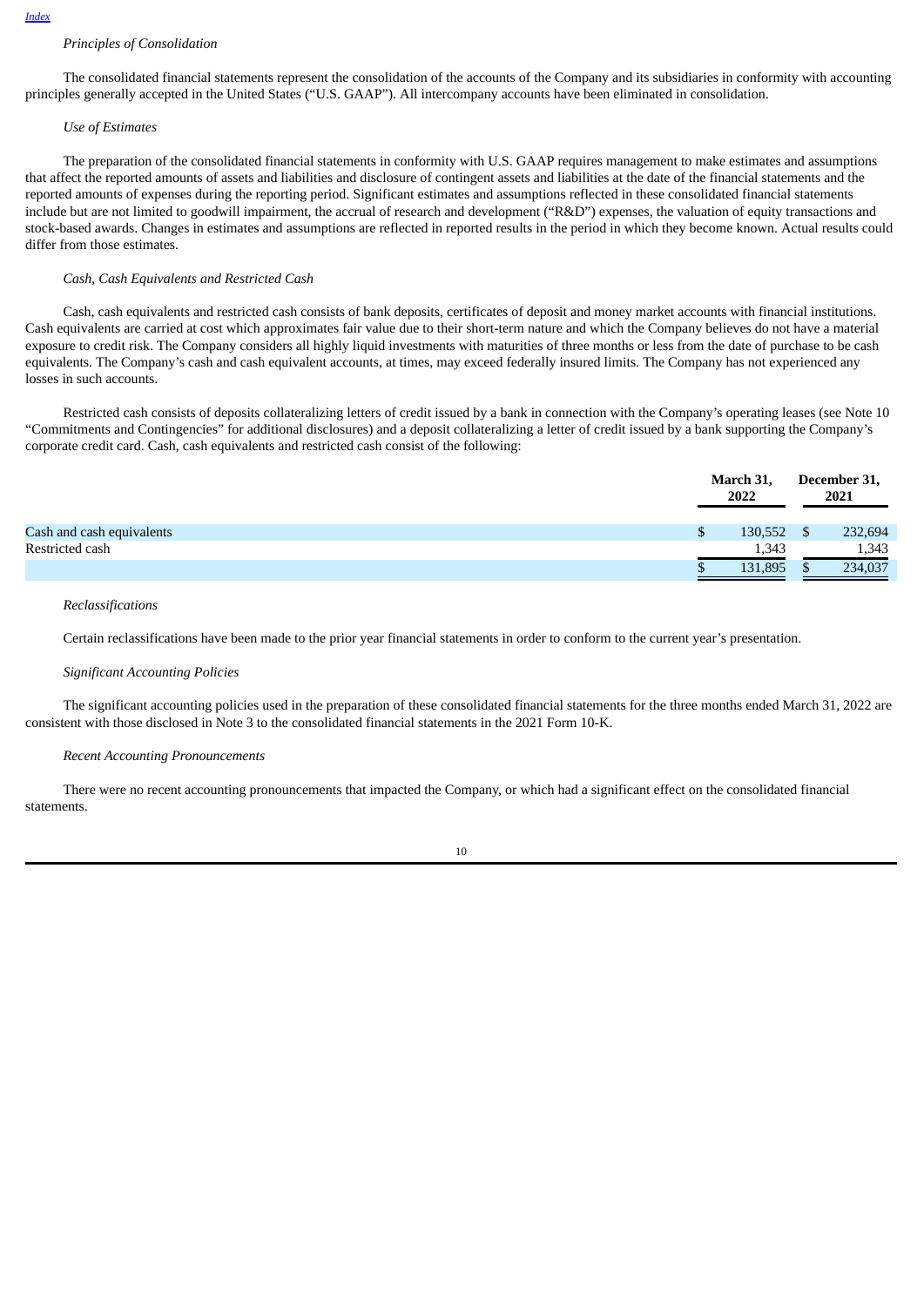*Principles of Consolidation*

The consolidated financial statements represent the consolidation of the accounts of the Company and its subsidiaries in conformity with accounting principles generally accepted in the United States ("U.S. GAAP"). All intercompany accounts have been eliminated in consolidation.

*Use of Estimates*

The preparation of the consolidated financial statements in conformity with U.S. GAAP requires management to make estimates and assumptions that affect the reported amounts of assets and liabilities and disclosure of contingent assets and liabilities at the date of the financial statements and the reported amounts of expenses during the reporting period. Significant estimates and assumptions reflected in these consolidated financial statements include but are not limited to goodwill impairment, the accrual of research and development ("R&D") expenses, the valuation of equity transactions and stock-based awards. Changes in estimates and assumptions are reflected in reported results in the period in which they become known. Actual results could differ from those estimates.

*Cash, Cash Equivalents and Restricted Cash*

Cash, cash equivalents and restricted cash consists of bank deposits, certificates of deposit and money market accounts with financial institutions. Cash equivalents are carried at cost which approximates fair value due to their short-term nature and which the Company believes do not have a material exposure to credit risk. The Company considers all highly liquid investments with maturities of three months or less from the date of purchase to be cash equivalents. The Company's cash and cash equivalent accounts, at times, may exceed federally insured limits. The Company has not experienced any losses in such accounts.

Restricted cash consists of deposits collateralizing letters of credit issued by a bank in connection with the Company's operating leases (see Note 10 "Commitments and Contingencies" for additional disclosures) and a deposit collateralizing a letter of credit issued by a bank supporting the Company's corporate credit card. Cash, cash equivalents and restricted cash consist of the following:

| | March 31, 2022 | December 31, 2021 |
|---|---|---|
| Cash and cash equivalents | $ 130,552 | $ 232,694 |
| Restricted cash | 1,343 | 1,343 |
| | $ 131,895 | $ 234,037 |

*Reclassifications*

Certain reclassifications have been made to the prior year financial statements in order to conform to the current year's presentation.

*Significant Accounting Policies*

The significant accounting policies used in the preparation of these consolidated financial statements for the three months ended March 31, 2022 are consistent with those disclosed in Note 3 to the consolidated financial statements in the 2021 Form 10-K.

*Recent Accounting Pronouncements*

There were no recent accounting pronouncements that impacted the Company, or which had a significant effect on the consolidated financial statements.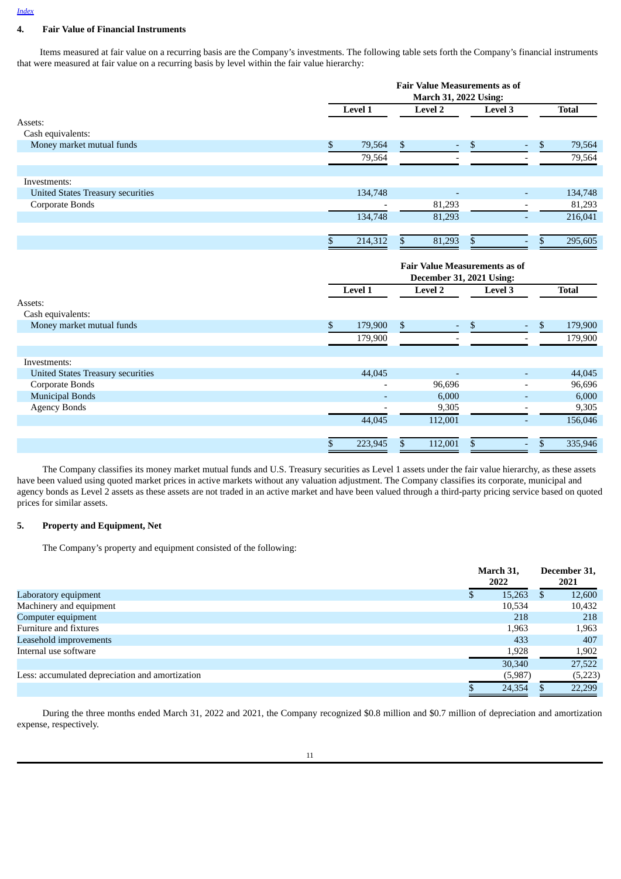## 4. Fair Value of Financial Instruments

Items measured at fair value on a recurring basis are the Company's investments. The following table sets forth the Company's financial instruments that were measured at fair value on a recurring basis by level within the fair value hierarchy:

| | Fair Value Measurements as of March 31, 2022 Using: | | | |
|---|---|---|---|---|
| | Level 1 | Level 2 | Level 3 | Total |
| Assets: | | | | |
| Cash equivalents: | | | | |
| Money market mutual funds | $ 79,564 | $ - | $ - | $ 79,564 |
| | 79,564 | - | - | 79,564 |
| Investments: | | | | |
| United States Treasury securities | 134,748 | - | - | 134,748 |
| Corporate Bonds | - | 81,293 | - | 81,293 |
| | 134,748 | 81,293 | - | 216,041 |
| | $ 214,312 | $ 81,293 | $ - | $ 295,605 |

| | Fair Value Measurements as of December 31, 2021 Using: | | | |
|---|---|---|---|---|
| | Level 1 | Level 2 | Level 3 | Total |
| Assets: | | | | |
| Cash equivalents: | | | | |
| Money market mutual funds | $ 179,900 | $ - | $ - | $ 179,900 |
| | 179,900 | - | - | 179,900 |
| Investments: | | | | |
| United States Treasury securities | 44,045 | - | - | 44,045 |
| Corporate Bonds | - | 96,696 | - | 96,696 |
| Municipal Bonds | - | 6,000 | - | 6,000 |
| Agency Bonds | - | 9,305 | - | 9,305 |
| | 44,045 | 112,001 | - | 156,046 |
| | $ 223,945 | $ 112,001 | $ - | $ 335,946 |

The Company classifies its money market mutual funds and U.S. Treasury securities as Level 1 assets under the fair value hierarchy, as these assets have been valued using quoted market prices in active markets without any valuation adjustment. The Company classifies its corporate, municipal and agency bonds as Level 2 assets as these assets are not traded in an active market and have been valued through a third-party pricing service based on quoted prices for similar assets.

## 5. Property and Equipment, Net

The Company's property and equipment consisted of the following:

| | March 31, 2022 | December 31, 2021 |
|---|---|---|
| Laboratory equipment | $ 15,263 | $ 12,600 |
| Machinery and equipment | 10,534 | 10,432 |
| Computer equipment | 218 | 218 |
| Furniture and fixtures | 1,963 | 1,963 |
| Leasehold improvements | 433 | 407 |
| Internal use software | 1,928 | 1,902 |
| | 30,340 | 27,522 |
| Less: accumulated depreciation and amortization | (5,987) | (5,223) |
| | $ 24,354 | $ 22,299 |

During the three months ended March 31, 2022 and 2021, the Company recognized $0.8 million and $0.7 million of depreciation and amortization expense, respectively.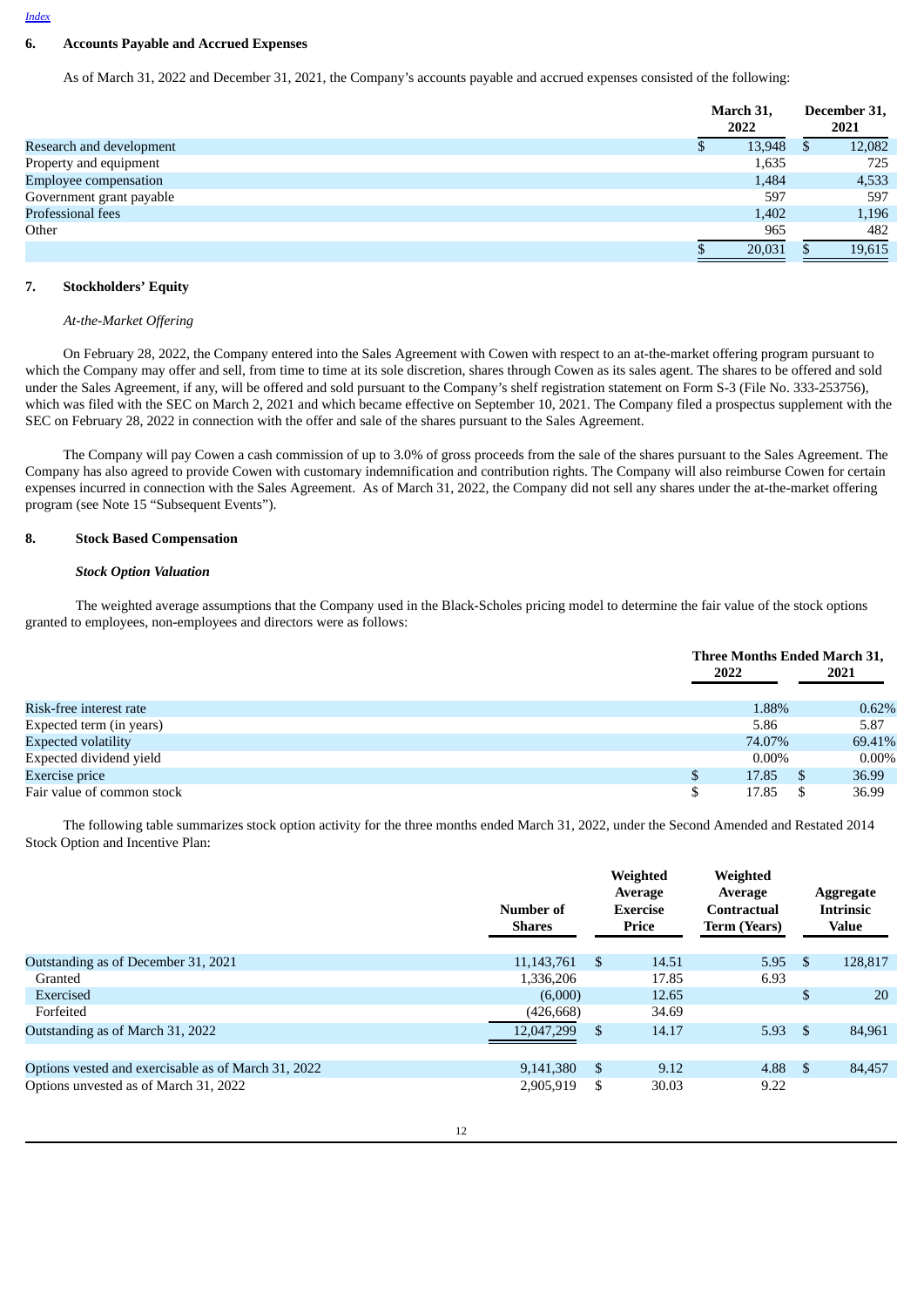## 6. Accounts Payable and Accrued Expenses

As of March 31, 2022 and December 31, 2021, the Company's accounts payable and accrued expenses consisted of the following:

| | March 31, 2022 | December 31, 2021 |
|---|---|---|
| Research and development | $ 13,948 | $ 12,082 |
| Property and equipment | 1,635 | 725 |
| Employee compensation | 1,484 | 4,533 |
| Government grant payable | 597 | 597 |
| Professional fees | 1,402 | 1,196 |
| Other | 965 | 482 |
| | $ 20,031 | $ 19,615 |

## 7. Stockholders' Equity

*At-the-Market Offering*

On February 28, 2022, the Company entered into the Sales Agreement with Cowen with respect to an at-the-market offering program pursuant to which the Company may offer and sell, from time to time at its sole discretion, shares through Cowen as its sales agent. The shares to be offered and sold under the Sales Agreement, if any, will be offered and sold pursuant to the Company's shelf registration statement on Form S-3 (File No. 333-253756), which was filed with the SEC on March 2, 2021 and which became effective on September 10, 2021. The Company filed a prospectus supplement with the SEC on February 28, 2022 in connection with the offer and sale of the shares pursuant to the Sales Agreement.

The Company will pay Cowen a cash commission of up to 3.0% of gross proceeds from the sale of the shares pursuant to the Sales Agreement. The Company has also agreed to provide Cowen with customary indemnification and contribution rights. The Company will also reimburse Cowen for certain expenses incurred in connection with the Sales Agreement. As of March 31, 2022, the Company did not sell any shares under the at-the-market offering program (see Note 15 "Subsequent Events").

## 8. Stock Based Compensation

***Stock Option Valuation***

The weighted average assumptions that the Company used in the Black-Scholes pricing model to determine the fair value of the stock options granted to employees, non-employees and directors were as follows:

| | Three Months Ended March 31, 2022 | Three Months Ended March 31, 2021 |
|---|---|---|
| Risk-free interest rate | 1.88% | 0.62% |
| Expected term (in years) | 5.86 | 5.87 |
| Expected volatility | 74.07% | 69.41% |
| Expected dividend yield | 0.00% | 0.00% |
| Exercise price | $ 17.85 | $ 36.99 |
| Fair value of common stock | $ 17.85 | $ 36.99 |

The following table summarizes stock option activity for the three months ended March 31, 2022, under the Second Amended and Restated 2014 Stock Option and Incentive Plan:

| | Number of Shares | Weighted Average Exercise Price | Weighted Average Contractual Term (Years) | Aggregate Intrinsic Value |
|---|---|---|---|---|
| Outstanding as of December 31, 2021 | 11,143,761 | $ 14.51 | 5.95 | $ 128,817 |
| Granted | 1,336,206 | 17.85 | 6.93 | |
| Exercised | (6,000) | 12.65 | | $ 20 |
| Forfeited | (426,668) | 34.69 | | |
| Outstanding as of March 31, 2022 | 12,047,299 | $ 14.17 | 5.93 | $ 84,961 |
| | | | | |
| Options vested and exercisable as of March 31, 2022 | 9,141,380 | $ 9.12 | 4.88 | $ 84,457 |
| Options unvested as of March 31, 2022 | 2,905,919 | $ 30.03 | 9.22 | |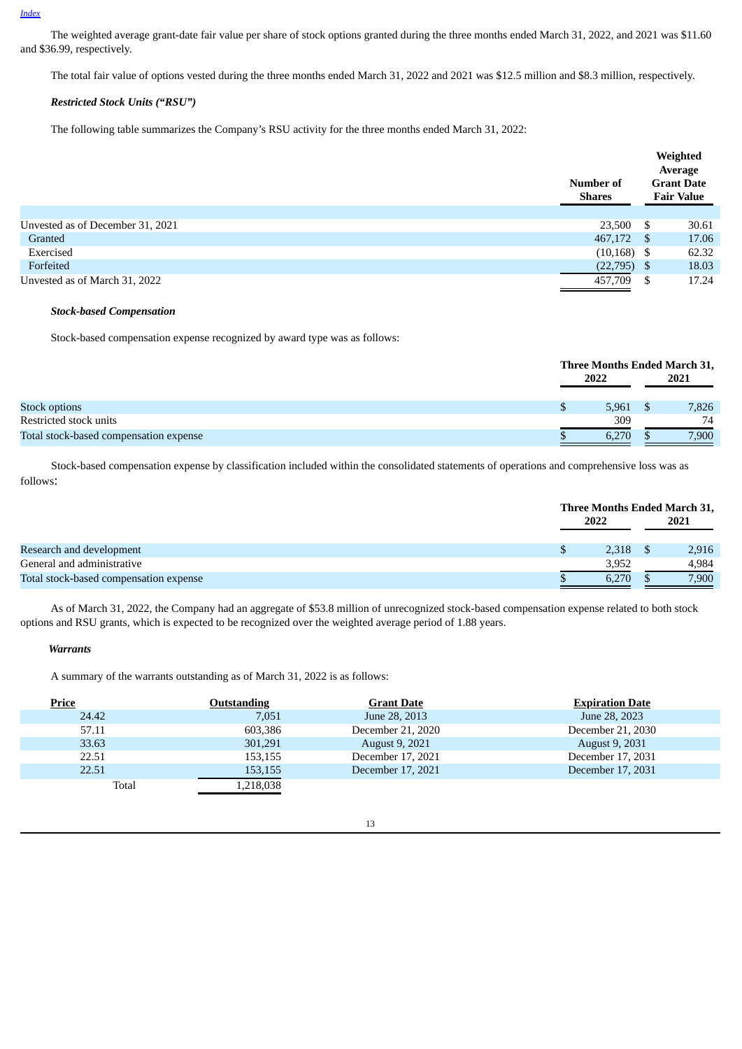The weighted average grant-date fair value per share of stock options granted during the three months ended March 31, 2022, and 2021 was $11.60 and $36.99, respectively.

The total fair value of options vested during the three months ended March 31, 2022 and 2021 was $12.5 million and $8.3 million, respectively.

***Restricted Stock Units ("RSU")***

The following table summarizes the Company's RSU activity for the three months ended March 31, 2022:

| | Number of Shares | Weighted Average Grant Date Fair Value |
|---|---|---|
| Unvested as of December 31, 2021 | 23,500 | $ 30.61 |
| Granted | 467,172 | $ 17.06 |
| Exercised | (10,168) | $ 62.32 |
| Forfeited | (22,795) | $ 18.03 |
| Unvested as of March 31, 2022 | 457,709 | $ 17.24 |

***Stock-based Compensation***

Stock-based compensation expense recognized by award type was as follows:

| | Three Months Ended March 31, | |
|---|---|---|
| | 2022 | 2021 |
| Stock options | $ 5,961 | $ 7,826 |
| Restricted stock units | 309 | 74 |
| Total stock-based compensation expense | $ 6,270 | $ 7,900 |

Stock-based compensation expense by classification included within the consolidated statements of operations and comprehensive loss was as follows:

| | Three Months Ended March 31, | |
|---|---|---|
| | 2022 | 2021 |
| Research and development | $ 2,318 | $ 2,916 |
| General and administrative | 3,952 | 4,984 |
| Total stock-based compensation expense | $ 6,270 | $ 7,900 |

As of March 31, 2022, the Company had an aggregate of $53.8 million of unrecognized stock-based compensation expense related to both stock options and RSU grants, which is expected to be recognized over the weighted average period of 1.88 years.

***Warrants***

A summary of the warrants outstanding as of March 31, 2022 is as follows:

| Price | Outstanding | Grant Date | Expiration Date |
|---|---|---|---|
| 24.42 | 7,051 | June 28, 2013 | June 28, 2023 |
| 57.11 | 603,386 | December 21, 2020 | December 21, 2030 |
| 33.63 | 301,291 | August 9, 2021 | August 9, 2031 |
| 22.51 | 153,155 | December 17, 2021 | December 17, 2031 |
| 22.51 | 153,155 | December 17, 2021 | December 17, 2031 |
| Total | 1,218,038 | | |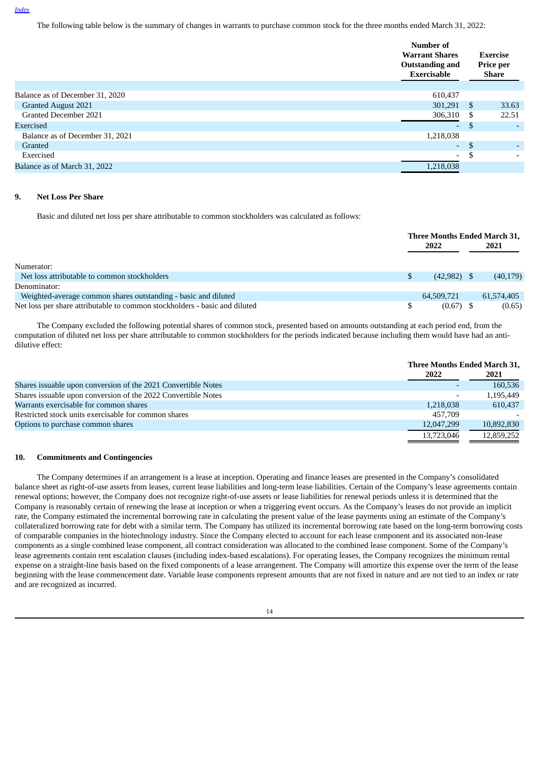The following table below is the summary of changes in warrants to purchase common stock for the three months ended March 31, 2022:

| | Number of Warrant Shares Outstanding and Exercisable | Exercise Price per Share |
|---|---|---|
| Balance as of December 31, 2020 | 610,437 | |
| Granted August 2021 | 301,291 | $ 33.63 |
| Granted December 2021 | 306,310 | $ 22.51 |
| Exercised | - | $ - |
| Balance as of December 31, 2021 | 1,218,038 | |
| Granted | - | $ - |
| Exercised | - | $ - |
| Balance as of March 31, 2022 | 1,218,038 | |

## 9. Net Loss Per Share

Basic and diluted net loss per share attributable to common stockholders was calculated as follows:

| | Three Months Ended March 31, 2022 | Three Months Ended March 31, 2021 |
|---|---|---|
| Numerator: | | |
| Net loss attributable to common stockholders | $ (42,982) | $ (40,179) |
| Denominator: | | |
| Weighted-average common shares outstanding - basic and diluted | 64,509,721 | 61,574,405 |
| Net loss per share attributable to common stockholders - basic and diluted | $ (0.67) | $ (0.65) |

The Company excluded the following potential shares of common stock, presented based on amounts outstanding at each period end, from the computation of diluted net loss per share attributable to common stockholders for the periods indicated because including them would have had an anti-dilutive effect:

| | Three Months Ended March 31, 2022 | Three Months Ended March 31, 2021 |
|---|---|---|
| Shares issuable upon conversion of the 2021 Convertible Notes | - | 160,536 |
| Shares issuable upon conversion of the 2022 Convertible Notes | - | 1,195,449 |
| Warrants exercisable for common shares | 1,218,038 | 610,437 |
| Restricted stock units exercisable for common shares | 457,709 | - |
| Options to purchase common shares | 12,047,299 | 10,892,830 |
| | 13,723,046 | 12,859,252 |

## 10. Commitments and Contingencies

The Company determines if an arrangement is a lease at inception. Operating and finance leases are presented in the Company's consolidated balance sheet as right-of-use assets from leases, current lease liabilities and long-term lease liabilities. Certain of the Company's lease agreements contain renewal options; however, the Company does not recognize right-of-use assets or lease liabilities for renewal periods unless it is determined that the Company is reasonably certain of renewing the lease at inception or when a triggering event occurs. As the Company's leases do not provide an implicit rate, the Company estimated the incremental borrowing rate in calculating the present value of the lease payments using an estimate of the Company's collateralized borrowing rate for debt with a similar term. The Company has utilized its incremental borrowing rate based on the long-term borrowing costs of comparable companies in the biotechnology industry. Since the Company elected to account for each lease component and its associated non-lease components as a single combined lease component, all contract consideration was allocated to the combined lease component. Some of the Company's lease agreements contain rent escalation clauses (including index-based escalations). For operating leases, the Company recognizes the minimum rental expense on a straight-line basis based on the fixed components of a lease arrangement. The Company will amortize this expense over the term of the lease beginning with the lease commencement date. Variable lease components represent amounts that are not fixed in nature and are not tied to an index or rate and are recognized as incurred.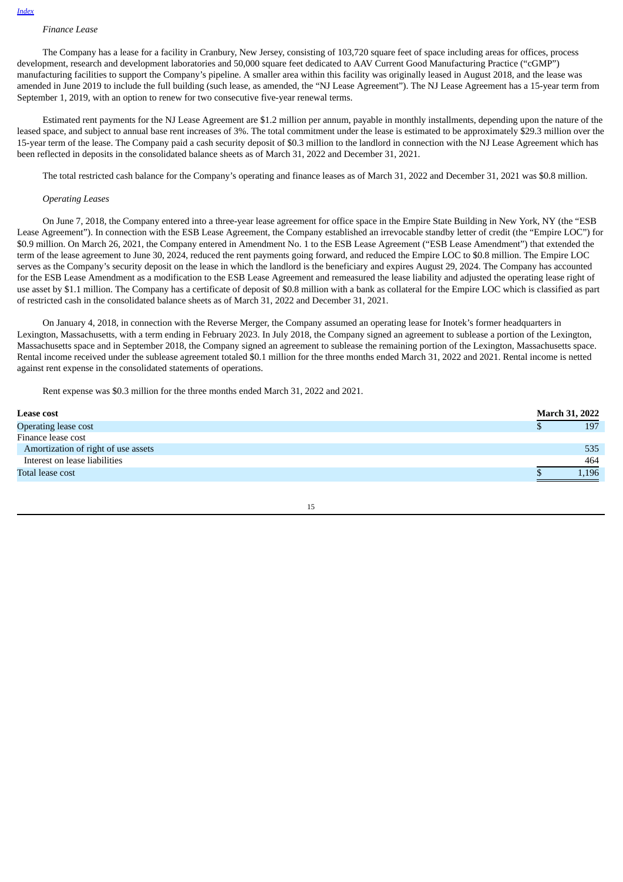*Finance Lease*

The Company has a lease for a facility in Cranbury, New Jersey, consisting of 103,720 square feet of space including areas for offices, process development, research and development laboratories and 50,000 square feet dedicated to AAV Current Good Manufacturing Practice ("cGMP") manufacturing facilities to support the Company's pipeline. A smaller area within this facility was originally leased in August 2018, and the lease was amended in June 2019 to include the full building (such lease, as amended, the "NJ Lease Agreement"). The NJ Lease Agreement has a 15-year term from September 1, 2019, with an option to renew for two consecutive five-year renewal terms.

Estimated rent payments for the NJ Lease Agreement are $1.2 million per annum, payable in monthly installments, depending upon the nature of the leased space, and subject to annual base rent increases of 3%. The total commitment under the lease is estimated to be approximately $29.3 million over the 15-year term of the lease. The Company paid a cash security deposit of $0.3 million to the landlord in connection with the NJ Lease Agreement which has been reflected in deposits in the consolidated balance sheets as of March 31, 2022 and December 31, 2021.

The total restricted cash balance for the Company's operating and finance leases as of March 31, 2022 and December 31, 2021 was $0.8 million.

*Operating Leases*

On June 7, 2018, the Company entered into a three-year lease agreement for office space in the Empire State Building in New York, NY (the "ESB Lease Agreement"). In connection with the ESB Lease Agreement, the Company established an irrevocable standby letter of credit (the "Empire LOC") for $0.9 million. On March 26, 2021, the Company entered in Amendment No. 1 to the ESB Lease Agreement ("ESB Lease Amendment") that extended the term of the lease agreement to June 30, 2024, reduced the rent payments going forward, and reduced the Empire LOC to $0.8 million. The Empire LOC serves as the Company's security deposit on the lease in which the landlord is the beneficiary and expires August 29, 2024. The Company has accounted for the ESB Lease Amendment as a modification to the ESB Lease Agreement and remeasured the lease liability and adjusted the operating lease right of use asset by $1.1 million. The Company has a certificate of deposit of $0.8 million with a bank as collateral for the Empire LOC which is classified as part of restricted cash in the consolidated balance sheets as of March 31, 2022 and December 31, 2021.

On January 4, 2018, in connection with the Reverse Merger, the Company assumed an operating lease for Inotek's former headquarters in Lexington, Massachusetts, with a term ending in February 2023. In July 2018, the Company signed an agreement to sublease a portion of the Lexington, Massachusetts space and in September 2018, the Company signed an agreement to sublease the remaining portion of the Lexington, Massachusetts space. Rental income received under the sublease agreement totaled $0.1 million for the three months ended March 31, 2022 and 2021. Rental income is netted against rent expense in the consolidated statements of operations.

Rent expense was $0.3 million for the three months ended March 31, 2022 and 2021.

| **Lease cost** | **March 31, 2022** |
|---|---|
| Operating lease cost | $ 197 |
| Finance lease cost | |
| Amortization of right of use assets | 535 |
| Interest on lease liabilities | 464 |
| Total lease cost | $ 1,196 |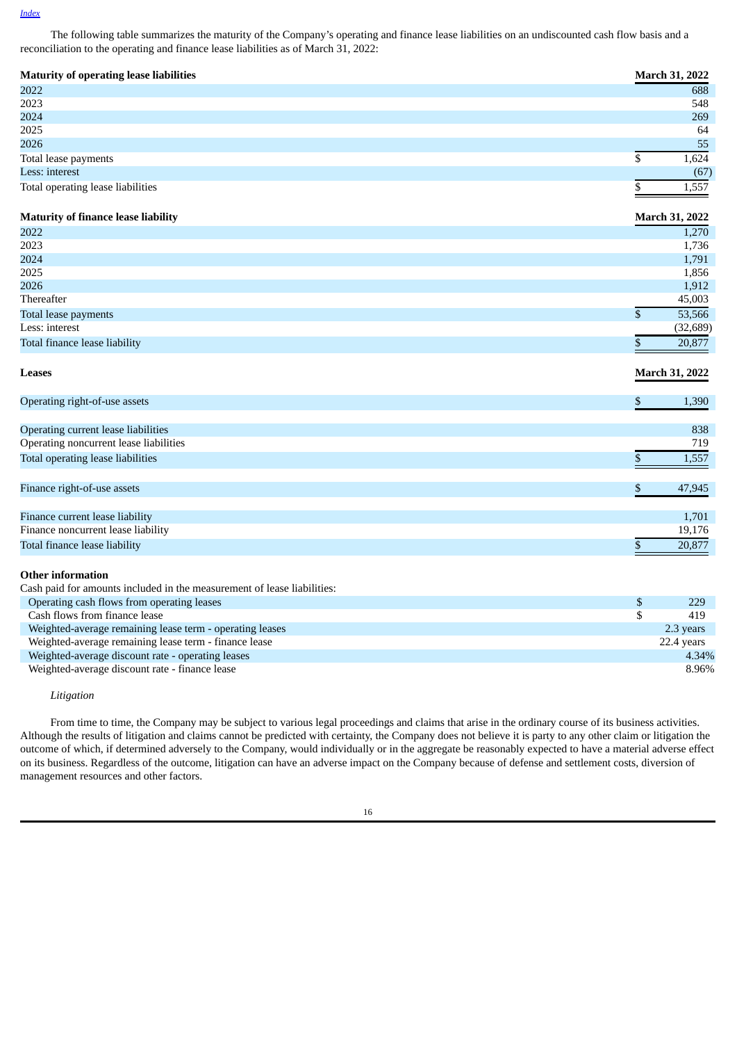The following table summarizes the maturity of the Company's operating and finance lease liabilities on an undiscounted cash flow basis and a reconciliation to the operating and finance lease liabilities as of March 31, 2022:

| **Maturity of operating lease liabilities** | **March 31, 2022** |
|---|---|
| 2022 | 688 |
| 2023 | 548 |
| 2024 | 269 |
| 2025 | 64 |
| 2026 | 55 |
| Total lease payments | $ 1,624 |
| Less: interest | (67) |
| Total operating lease liabilities | $ 1,557 |

| **Maturity of finance lease liability** | **March 31, 2022** |
|---|---|
| 2022 | 1,270 |
| 2023 | 1,736 |
| 2024 | 1,791 |
| 2025 | 1,856 |
| 2026 | 1,912 |
| Thereafter | 45,003 |
| Total lease payments | $ 53,566 |
| Less: interest | (32,689) |
| Total finance lease liability | $ 20,877 |

| **Leases** | **March 31, 2022** |
|---|---|
| Operating right-of-use assets | $ 1,390 |
| | |
| Operating current lease liabilities | 838 |
| Operating noncurrent lease liabilities | 719 |
| Total operating lease liabilities | $ 1,557 |
| | |
| Finance right-of-use assets | $ 47,945 |
| | |
| Finance current lease liability | 1,701 |
| Finance noncurrent lease liability | 19,176 |
| Total finance lease liability | $ 20,877 |

**Other information**

| Cash paid for amounts included in the measurement of lease liabilities: | |
|---|---|
| Operating cash flows from operating leases | $ 229 |
| Cash flows from finance lease | $ 419 |
| Weighted-average remaining lease term - operating leases | 2.3 years |
| Weighted-average remaining lease term - finance lease | 22.4 years |
| Weighted-average discount rate - operating leases | 4.34% |
| Weighted-average discount rate - finance lease | 8.96% |

*Litigation*

From time to time, the Company may be subject to various legal proceedings and claims that arise in the ordinary course of its business activities. Although the results of litigation and claims cannot be predicted with certainty, the Company does not believe it is party to any other claim or litigation the outcome of which, if determined adversely to the Company, would individually or in the aggregate be reasonably expected to have a material adverse effect on its business. Regardless of the outcome, litigation can have an adverse impact on the Company because of defense and settlement costs, diversion of management resources and other factors.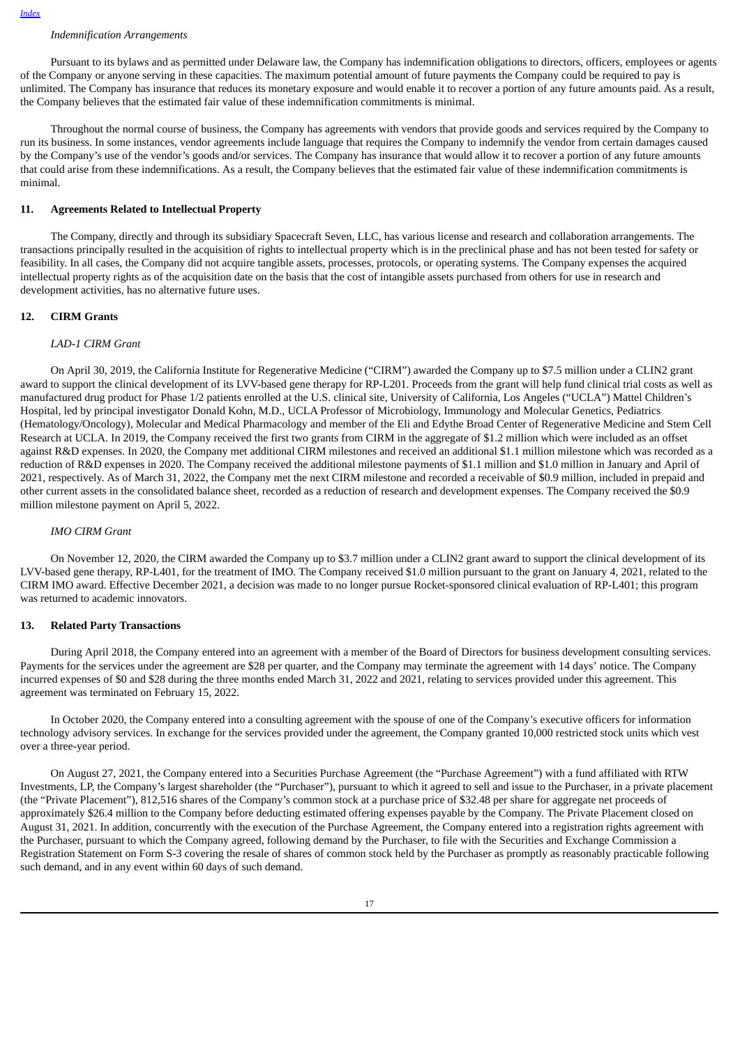*Indemnification Arrangements*

Pursuant to its bylaws and as permitted under Delaware law, the Company has indemnification obligations to directors, officers, employees or agents of the Company or anyone serving in these capacities. The maximum potential amount of future payments the Company could be required to pay is unlimited. The Company has insurance that reduces its monetary exposure and would enable it to recover a portion of any future amounts paid. As a result, the Company believes that the estimated fair value of these indemnification commitments is minimal.

Throughout the normal course of business, the Company has agreements with vendors that provide goods and services required by the Company to run its business. In some instances, vendor agreements include language that requires the Company to indemnify the vendor from certain damages caused by the Company's use of the vendor's goods and/or services. The Company has insurance that would allow it to recover a portion of any future amounts that could arise from these indemnifications. As a result, the Company believes that the estimated fair value of these indemnification commitments is minimal.

## 11. Agreements Related to Intellectual Property

The Company, directly and through its subsidiary Spacecraft Seven, LLC, has various license and research and collaboration arrangements. The transactions principally resulted in the acquisition of rights to intellectual property which is in the preclinical phase and has not been tested for safety or feasibility. In all cases, the Company did not acquire tangible assets, processes, protocols, or operating systems. The Company expenses the acquired intellectual property rights as of the acquisition date on the basis that the cost of intangible assets purchased from others for use in research and development activities, has no alternative future uses.

## 12. CIRM Grants

*LAD-1 CIRM Grant*

On April 30, 2019, the California Institute for Regenerative Medicine ("CIRM") awarded the Company up to $7.5 million under a CLIN2 grant award to support the clinical development of its LVV-based gene therapy for RP-L201. Proceeds from the grant will help fund clinical trial costs as well as manufactured drug product for Phase 1/2 patients enrolled at the U.S. clinical site, University of California, Los Angeles ("UCLA") Mattel Children's Hospital, led by principal investigator Donald Kohn, M.D., UCLA Professor of Microbiology, Immunology and Molecular Genetics, Pediatrics (Hematology/Oncology), Molecular and Medical Pharmacology and member of the Eli and Edythe Broad Center of Regenerative Medicine and Stem Cell Research at UCLA. In 2019, the Company received the first two grants from CIRM in the aggregate of $1.2 million which were included as an offset against R&D expenses. In 2020, the Company met additional CIRM milestones and received an additional $1.1 million milestone which was recorded as a reduction of R&D expenses in 2020. The Company received the additional milestone payments of $1.1 million and $1.0 million in January and April of 2021, respectively. As of March 31, 2022, the Company met the next CIRM milestone and recorded a receivable of $0.9 million, included in prepaid and other current assets in the consolidated balance sheet, recorded as a reduction of research and development expenses. The Company received the $0.9 million milestone payment on April 5, 2022.

*IMO CIRM Grant*

On November 12, 2020, the CIRM awarded the Company up to $3.7 million under a CLIN2 grant award to support the clinical development of its LVV-based gene therapy, RP-L401, for the treatment of IMO. The Company received $1.0 million pursuant to the grant on January 4, 2021, related to the CIRM IMO award. Effective December 2021, a decision was made to no longer pursue Rocket-sponsored clinical evaluation of RP-L401; this program was returned to academic innovators.

## 13. Related Party Transactions

During April 2018, the Company entered into an agreement with a member of the Board of Directors for business development consulting services. Payments for the services under the agreement are $28 per quarter, and the Company may terminate the agreement with 14 days' notice. The Company incurred expenses of $0 and $28 during the three months ended March 31, 2022 and 2021, relating to services provided under this agreement. This agreement was terminated on February 15, 2022.

In October 2020, the Company entered into a consulting agreement with the spouse of one of the Company's executive officers for information technology advisory services. In exchange for the services provided under the agreement, the Company granted 10,000 restricted stock units which vest over a three-year period.

On August 27, 2021, the Company entered into a Securities Purchase Agreement (the "Purchase Agreement") with a fund affiliated with RTW Investments, LP, the Company's largest shareholder (the "Purchaser"), pursuant to which it agreed to sell and issue to the Purchaser, in a private placement (the "Private Placement"), 812,516 shares of the Company's common stock at a purchase price of $32.48 per share for aggregate net proceeds of approximately $26.4 million to the Company before deducting estimated offering expenses payable by the Company. The Private Placement closed on August 31, 2021. In addition, concurrently with the execution of the Purchase Agreement, the Company entered into a registration rights agreement with the Purchaser, pursuant to which the Company agreed, following demand by the Purchaser, to file with the Securities and Exchange Commission a Registration Statement on Form S-3 covering the resale of shares of common stock held by the Purchaser as promptly as reasonably practicable following such demand, and in any event within 60 days of such demand.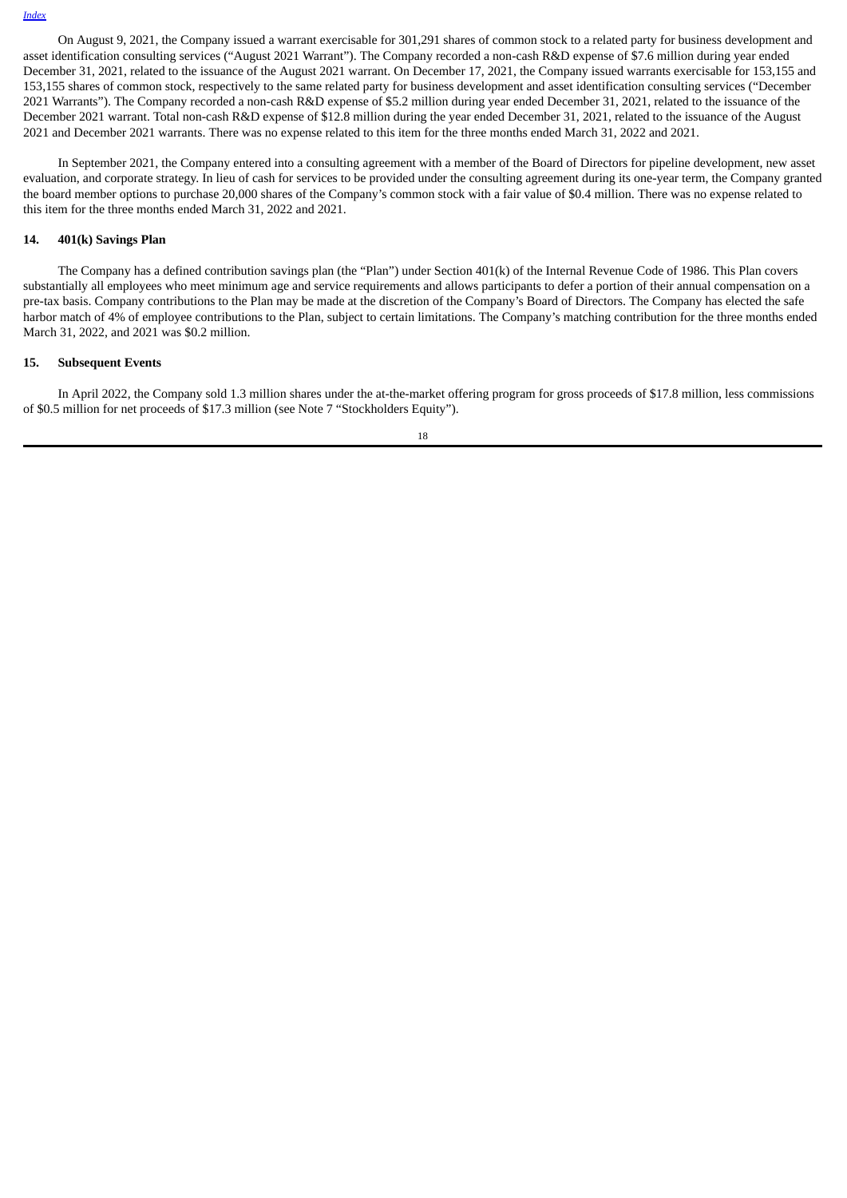On August 9, 2021, the Company issued a warrant exercisable for 301,291 shares of common stock to a related party for business development and asset identification consulting services ("August 2021 Warrant"). The Company recorded a non-cash R&D expense of $7.6 million during year ended December 31, 2021, related to the issuance of the August 2021 warrant. On December 17, 2021, the Company issued warrants exercisable for 153,155 and 153,155 shares of common stock, respectively to the same related party for business development and asset identification consulting services ("December 2021 Warrants"). The Company recorded a non-cash R&D expense of $5.2 million during year ended December 31, 2021, related to the issuance of the December 2021 warrant. Total non-cash R&D expense of $12.8 million during the year ended December 31, 2021, related to the issuance of the August 2021 and December 2021 warrants. There was no expense related to this item for the three months ended March 31, 2022 and 2021.

In September 2021, the Company entered into a consulting agreement with a member of the Board of Directors for pipeline development, new asset evaluation, and corporate strategy. In lieu of cash for services to be provided under the consulting agreement during its one-year term, the Company granted the board member options to purchase 20,000 shares of the Company's common stock with a fair value of $0.4 million. There was no expense related to this item for the three months ended March 31, 2022 and 2021.

## 14. 401(k) Savings Plan

The Company has a defined contribution savings plan (the "Plan") under Section 401(k) of the Internal Revenue Code of 1986. This Plan covers substantially all employees who meet minimum age and service requirements and allows participants to defer a portion of their annual compensation on a pre-tax basis. Company contributions to the Plan may be made at the discretion of the Company's Board of Directors. The Company has elected the safe harbor match of 4% of employee contributions to the Plan, subject to certain limitations. The Company's matching contribution for the three months ended March 31, 2022, and 2021 was $0.2 million.

## 15. Subsequent Events

In April 2022, the Company sold 1.3 million shares under the at-the-market offering program for gross proceeds of $17.8 million, less commissions of $0.5 million for net proceeds of $17.3 million (see Note 7 "Stockholders Equity").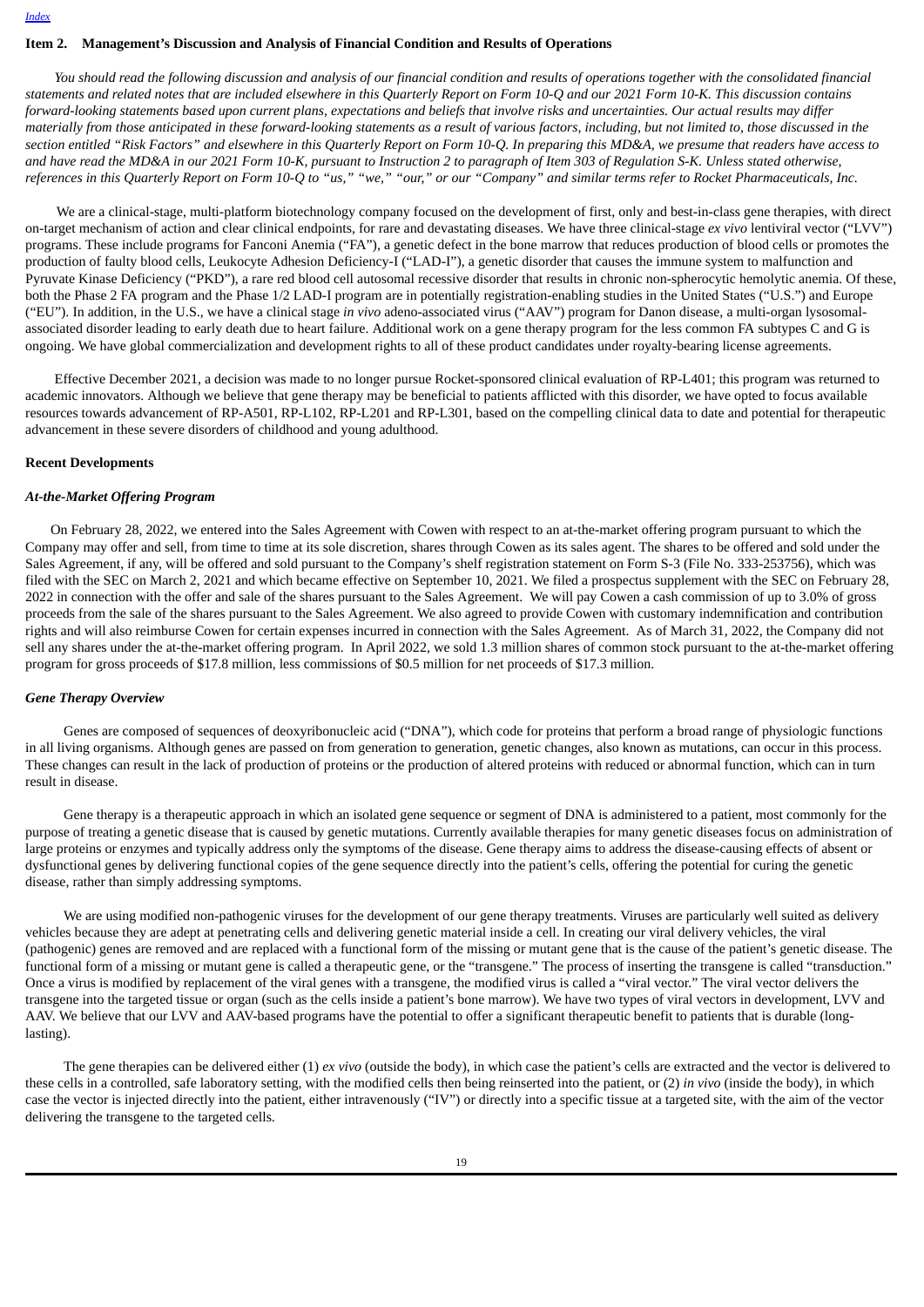## Item 2. Management's Discussion and Analysis of Financial Condition and Results of Operations

*You should read the following discussion and analysis of our financial condition and results of operations together with the consolidated financial statements and related notes that are included elsewhere in this Quarterly Report on Form 10-Q and our 2021 Form 10-K. This discussion contains forward-looking statements based upon current plans, expectations and beliefs that involve risks and uncertainties. Our actual results may differ materially from those anticipated in these forward-looking statements as a result of various factors, including, but not limited to, those discussed in the section entitled "Risk Factors" and elsewhere in this Quarterly Report on Form 10-Q. In preparing this MD&A, we presume that readers have access to and have read the MD&A in our 2021 Form 10-K, pursuant to Instruction 2 to paragraph of Item 303 of Regulation S-K. Unless stated otherwise, references in this Quarterly Report on Form 10-Q to "us," "we," "our," or our "Company" and similar terms refer to Rocket Pharmaceuticals, Inc.*

We are a clinical-stage, multi-platform biotechnology company focused on the development of first, only and best-in-class gene therapies, with direct on-target mechanism of action and clear clinical endpoints, for rare and devastating diseases. We have three clinical-stage *ex vivo* lentiviral vector ("LVV") programs. These include programs for Fanconi Anemia ("FA"), a genetic defect in the bone marrow that reduces production of blood cells or promotes the production of faulty blood cells, Leukocyte Adhesion Deficiency-I ("LAD-I"), a genetic disorder that causes the immune system to malfunction and Pyruvate Kinase Deficiency ("PKD"), a rare red blood cell autosomal recessive disorder that results in chronic non-spherocytic hemolytic anemia. Of these, both the Phase 2 FA program and the Phase 1/2 LAD-I program are in potentially registration-enabling studies in the United States ("U.S.") and Europe ("EU"). In addition, in the U.S., we have a clinical stage *in vivo* adeno-associated virus ("AAV") program for Danon disease, a multi-organ lysosomal-associated disorder leading to early death due to heart failure. Additional work on a gene therapy program for the less common FA subtypes C and G is ongoing. We have global commercialization and development rights to all of these product candidates under royalty-bearing license agreements.

Effective December 2021, a decision was made to no longer pursue Rocket-sponsored clinical evaluation of RP-L401; this program was returned to academic innovators. Although we believe that gene therapy may be beneficial to patients afflicted with this disorder, we have opted to focus available resources towards advancement of RP-A501, RP-L102, RP-L201 and RP-L301, based on the compelling clinical data to date and potential for therapeutic advancement in these severe disorders of childhood and young adulthood.

### Recent Developments

#### *At-the-Market Offering Program*

On February 28, 2022, we entered into the Sales Agreement with Cowen with respect to an at-the-market offering program pursuant to which the Company may offer and sell, from time to time at its sole discretion, shares through Cowen as its sales agent. The shares to be offered and sold under the Sales Agreement, if any, will be offered and sold pursuant to the Company's shelf registration statement on Form S-3 (File No. 333-253756), which was filed with the SEC on March 2, 2021 and which became effective on September 10, 2021. We filed a prospectus supplement with the SEC on February 28, 2022 in connection with the offer and sale of the shares pursuant to the Sales Agreement. We will pay Cowen a cash commission of up to 3.0% of gross proceeds from the sale of the shares pursuant to the Sales Agreement. We also agreed to provide Cowen with customary indemnification and contribution rights and will also reimburse Cowen for certain expenses incurred in connection with the Sales Agreement. As of March 31, 2022, the Company did not sell any shares under the at-the-market offering program. In April 2022, we sold 1.3 million shares of common stock pursuant to the at-the-market offering program for gross proceeds of $17.8 million, less commissions of $0.5 million for net proceeds of $17.3 million.

#### *Gene Therapy Overview*

Genes are composed of sequences of deoxyribonucleic acid ("DNA"), which code for proteins that perform a broad range of physiologic functions in all living organisms. Although genes are passed on from generation to generation, genetic changes, also known as mutations, can occur in this process. These changes can result in the lack of production of proteins or the production of altered proteins with reduced or abnormal function, which can in turn result in disease.

Gene therapy is a therapeutic approach in which an isolated gene sequence or segment of DNA is administered to a patient, most commonly for the purpose of treating a genetic disease that is caused by genetic mutations. Currently available therapies for many genetic diseases focus on administration of large proteins or enzymes and typically address only the symptoms of the disease. Gene therapy aims to address the disease-causing effects of absent or dysfunctional genes by delivering functional copies of the gene sequence directly into the patient's cells, offering the potential for curing the genetic disease, rather than simply addressing symptoms.

We are using modified non-pathogenic viruses for the development of our gene therapy treatments. Viruses are particularly well suited as delivery vehicles because they are adept at penetrating cells and delivering genetic material inside a cell. In creating our viral delivery vehicles, the viral (pathogenic) genes are removed and are replaced with a functional form of the missing or mutant gene that is the cause of the patient's genetic disease. The functional form of a missing or mutant gene is called a therapeutic gene, or the "transgene." The process of inserting the transgene is called "transduction." Once a virus is modified by replacement of the viral genes with a transgene, the modified virus is called a "viral vector." The viral vector delivers the transgene into the targeted tissue or organ (such as the cells inside a patient's bone marrow). We have two types of viral vectors in development, LVV and AAV. We believe that our LVV and AAV-based programs have the potential to offer a significant therapeutic benefit to patients that is durable (long-lasting).

The gene therapies can be delivered either (1) *ex vivo* (outside the body), in which case the patient's cells are extracted and the vector is delivered to these cells in a controlled, safe laboratory setting, with the modified cells then being reinserted into the patient, or (2) *in vivo* (inside the body), in which case the vector is injected directly into the patient, either intravenously ("IV") or directly into a specific tissue at a targeted site, with the aim of the vector delivering the transgene to the targeted cells.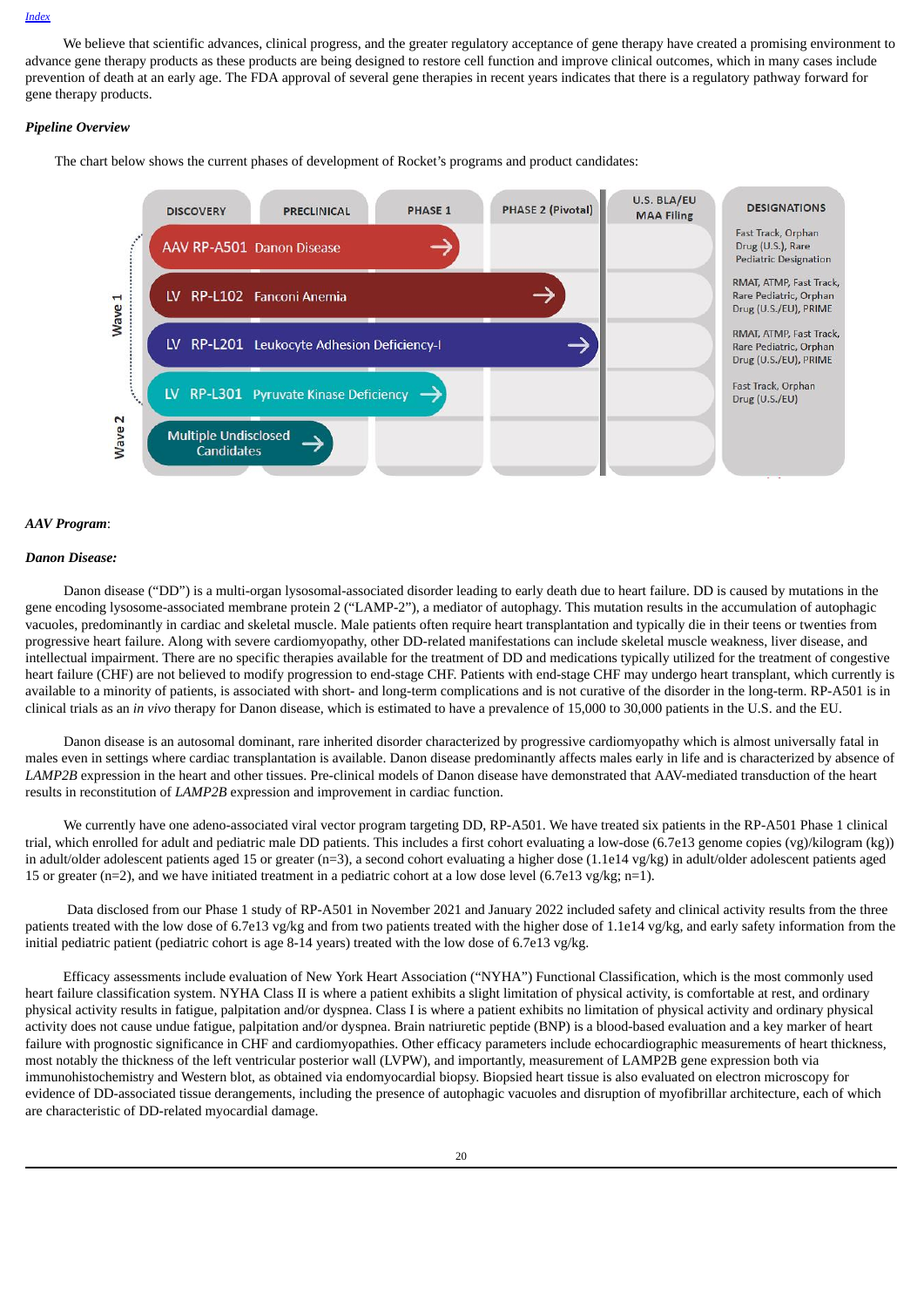We believe that scientific advances, clinical progress, and the greater regulatory acceptance of gene therapy have created a promising environment to advance gene therapy products as these products are being designed to restore cell function and improve clinical outcomes, which in many cases include prevention of death at an early age. The FDA approval of several gene therapies in recent years indicates that there is a regulatory pathway forward for gene therapy products.

***Pipeline Overview***

The chart below shows the current phases of development of Rocket's programs and product candidates:

| | Program | DISCOVERY | PRECLINICAL | PHASE 1 | PHASE 2 (Pivotal) | U.S. BLA/EU MAA Filing | DESIGNATIONS |
|---|---|---|---|---|---|---|---|
| Wave 1 | AAV RP-A501 Danon Disease | → | → | → | | | Fast Track, Orphan Drug (U.S.), Rare Pediatric Designation |
| Wave 1 | LV RP-L102 Fanconi Anemia | → | → | → | → | | RMAT, ATMP, Fast Track, Rare Pediatric, Orphan Drug (U.S./EU), PRIME |
| Wave 1 | LV RP-L201 Leukocyte Adhesion Deficiency-I | → | → | → | → | | RMAT, ATMP, Fast Track, Rare Pediatric, Orphan Drug (U.S./EU), PRIME |
| Wave 1 | LV RP-L301 Pyruvate Kinase Deficiency | → | → | → | | | Fast Track, Orphan Drug (U.S./EU) |
| Wave 2 | Multiple Undisclosed Candidates | → | | | | | |

***AAV Program***:

***Danon Disease:***

Danon disease ("DD") is a multi-organ lysosomal-associated disorder leading to early death due to heart failure. DD is caused by mutations in the gene encoding lysosome-associated membrane protein 2 ("LAMP-2"), a mediator of autophagy. This mutation results in the accumulation of autophagic vacuoles, predominantly in cardiac and skeletal muscle. Male patients often require heart transplantation and typically die in their teens or twenties from progressive heart failure. Along with severe cardiomyopathy, other DD-related manifestations can include skeletal muscle weakness, liver disease, and intellectual impairment. There are no specific therapies available for the treatment of DD and medications typically utilized for the treatment of congestive heart failure (CHF) are not believed to modify progression to end-stage CHF. Patients with end-stage CHF may undergo heart transplant, which currently is available to a minority of patients, is associated with short- and long-term complications and is not curative of the disorder in the long-term. RP-A501 is in clinical trials as an *in vivo* therapy for Danon disease, which is estimated to have a prevalence of 15,000 to 30,000 patients in the U.S. and the EU.

Danon disease is an autosomal dominant, rare inherited disorder characterized by progressive cardiomyopathy which is almost universally fatal in males even in settings where cardiac transplantation is available. Danon disease predominantly affects males early in life and is characterized by absence of *LAMP2B* expression in the heart and other tissues. Pre-clinical models of Danon disease have demonstrated that AAV-mediated transduction of the heart results in reconstitution of *LAMP2B* expression and improvement in cardiac function.

We currently have one adeno-associated viral vector program targeting DD, RP-A501. We have treated six patients in the RP-A501 Phase 1 clinical trial, which enrolled for adult and pediatric male DD patients. This includes a first cohort evaluating a low-dose (6.7e13 genome copies (vg)/kilogram (kg)) in adult/older adolescent patients aged 15 or greater (n=3), a second cohort evaluating a higher dose (1.1e14 vg/kg) in adult/older adolescent patients aged 15 or greater (n=2), and we have initiated treatment in a pediatric cohort at a low dose level (6.7e13 vg/kg; n=1).

Data disclosed from our Phase 1 study of RP-A501 in November 2021 and January 2022 included safety and clinical activity results from the three patients treated with the low dose of 6.7e13 vg/kg and from two patients treated with the higher dose of 1.1e14 vg/kg, and early safety information from the initial pediatric patient (pediatric cohort is age 8-14 years) treated with the low dose of 6.7e13 vg/kg.

Efficacy assessments include evaluation of New York Heart Association ("NYHA") Functional Classification, which is the most commonly used heart failure classification system. NYHA Class II is where a patient exhibits a slight limitation of physical activity, is comfortable at rest, and ordinary physical activity results in fatigue, palpitation and/or dyspnea. Class I is where a patient exhibits no limitation of physical activity and ordinary physical activity does not cause undue fatigue, palpitation and/or dyspnea. Brain natriuretic peptide (BNP) is a blood-based evaluation and a key marker of heart failure with prognostic significance in CHF and cardiomyopathies. Other efficacy parameters include echocardiographic measurements of heart thickness, most notably the thickness of the left ventricular posterior wall (LVPW), and importantly, measurement of LAMP2B gene expression both via immunohistochemistry and Western blot, as obtained via endomyocardial biopsy. Biopsied heart tissue is also evaluated on electron microscopy for evidence of DD-associated tissue derangements, including the presence of autophagic vacuoles and disruption of myofibrillar architecture, each of which are characteristic of DD-related myocardial damage.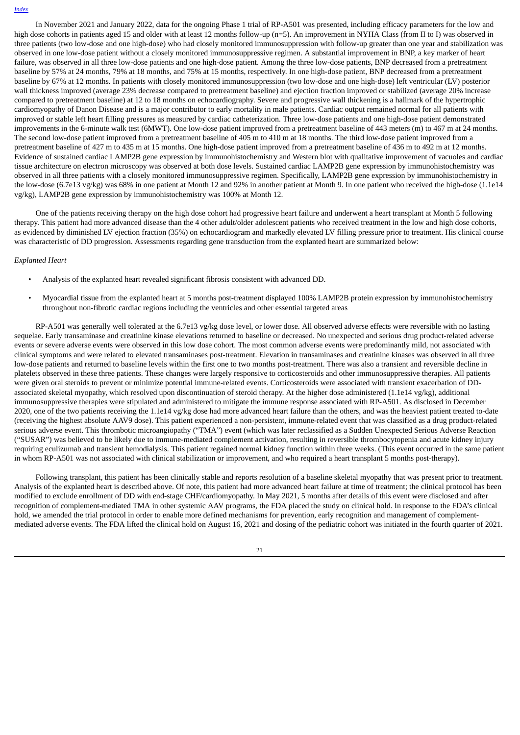In November 2021 and January 2022, data for the ongoing Phase 1 trial of RP-A501 was presented, including efficacy parameters for the low and high dose cohorts in patients aged 15 and older with at least 12 months follow-up (n=5). An improvement in NYHA Class (from II to I) was observed in three patients (two low-dose and one high-dose) who had closely monitored immunosuppression with follow-up greater than one year and stabilization was observed in one low-dose patient without a closely monitored immunosuppressive regimen. A substantial improvement in BNP, a key marker of heart failure, was observed in all three low-dose patients and one high-dose patient. Among the three low-dose patients, BNP decreased from a pretreatment baseline by 57% at 24 months, 79% at 18 months, and 75% at 15 months, respectively. In one high-dose patient, BNP decreased from a pretreatment baseline by 67% at 12 months. In patients with closely monitored immunosuppression (two low-dose and one high-dose) left ventricular (LV) posterior wall thickness improved (average 23% decrease compared to pretreatment baseline) and ejection fraction improved or stabilized (average 20% increase compared to pretreatment baseline) at 12 to 18 months on echocardiography. Severe and progressive wall thickening is a hallmark of the hypertrophic cardiomyopathy of Danon Disease and is a major contributor to early mortality in male patients. Cardiac output remained normal for all patients with improved or stable left heart filling pressures as measured by cardiac catheterization. Three low-dose patients and one high-dose patient demonstrated improvements in the 6-minute walk test (6MWT). One low-dose patient improved from a pretreatment baseline of 443 meters (m) to 467 m at 24 months. The second low-dose patient improved from a pretreatment baseline of 405 m to 410 m at 18 months. The third low-dose patient improved from a pretreatment baseline of 427 m to 435 m at 15 months. One high-dose patient improved from a pretreatment baseline of 436 m to 492 m at 12 months. Evidence of sustained cardiac LAMP2B gene expression by immunohistochemistry and Western blot with qualitative improvement of vacuoles and cardiac tissue architecture on electron microscopy was observed at both dose levels. Sustained cardiac LAMP2B gene expression by immunohistochemistry was observed in all three patients with a closely monitored immunosuppressive regimen. Specifically, LAMP2B gene expression by immunohistochemistry in the low-dose (6.7e13 vg/kg) was 68% in one patient at Month 12 and 92% in another patient at Month 9. In one patient who received the high-dose (1.1e14 vg/kg), LAMP2B gene expression by immunohistochemistry was 100% at Month 12.

One of the patients receiving therapy on the high dose cohort had progressive heart failure and underwent a heart transplant at Month 5 following therapy. This patient had more advanced disease than the 4 other adult/older adolescent patients who received treatment in the low and high dose cohorts, as evidenced by diminished LV ejection fraction (35%) on echocardiogram and markedly elevated LV filling pressure prior to treatment. His clinical course was characteristic of DD progression. Assessments regarding gene transduction from the explanted heart are summarized below:

*Explanted Heart*

- Analysis of the explanted heart revealed significant fibrosis consistent with advanced DD.
- Myocardial tissue from the explanted heart at 5 months post-treatment displayed 100% LAMP2B protein expression by immunohistochemistry throughout non-fibrotic cardiac regions including the ventricles and other essential targeted areas

RP-A501 was generally well tolerated at the 6.7e13 vg/kg dose level, or lower dose. All observed adverse effects were reversible with no lasting sequelae. Early transaminase and creatinine kinase elevations returned to baseline or decreased. No unexpected and serious drug product-related adverse events or severe adverse events were observed in this low dose cohort. The most common adverse events were predominantly mild, not associated with clinical symptoms and were related to elevated transaminases post-treatment. Elevation in transaminases and creatinine kinases was observed in all three low-dose patients and returned to baseline levels within the first one to two months post-treatment. There was also a transient and reversible decline in platelets observed in these three patients. These changes were largely responsive to corticosteroids and other immunosuppressive therapies. All patients were given oral steroids to prevent or minimize potential immune-related events. Corticosteroids were associated with transient exacerbation of DD-associated skeletal myopathy, which resolved upon discontinuation of steroid therapy. At the higher dose administered (1.1e14 vg/kg), additional immunosuppressive therapies were stipulated and administered to mitigate the immune response associated with RP-A501. As disclosed in December 2020, one of the two patients receiving the 1.1e14 vg/kg dose had more advanced heart failure than the others, and was the heaviest patient treated to-date (receiving the highest absolute AAV9 dose). This patient experienced a non-persistent, immune-related event that was classified as a drug product-related serious adverse event. This thrombotic microangiopathy ("TMA") event (which was later reclassified as a Sudden Unexpected Serious Adverse Reaction ("SUSAR") was believed to be likely due to immune-mediated complement activation, resulting in reversible thrombocytopenia and acute kidney injury requiring eculizumab and transient hemodialysis. This patient regained normal kidney function within three weeks. (This event occurred in the same patient in whom RP-A501 was not associated with clinical stabilization or improvement, and who required a heart transplant 5 months post-therapy).

Following transplant, this patient has been clinically stable and reports resolution of a baseline skeletal myopathy that was present prior to treatment. Analysis of the explanted heart is described above. Of note, this patient had more advanced heart failure at time of treatment; the clinical protocol has been modified to exclude enrollment of DD with end-stage CHF/cardiomyopathy. In May 2021, 5 months after details of this event were disclosed and after recognition of complement-mediated TMA in other systemic AAV programs, the FDA placed the study on clinical hold. In response to the FDA's clinical hold, we amended the trial protocol in order to enable more defined mechanisms for prevention, early recognition and management of complement-mediated adverse events. The FDA lifted the clinical hold on August 16, 2021 and dosing of the pediatric cohort was initiated in the fourth quarter of 2021.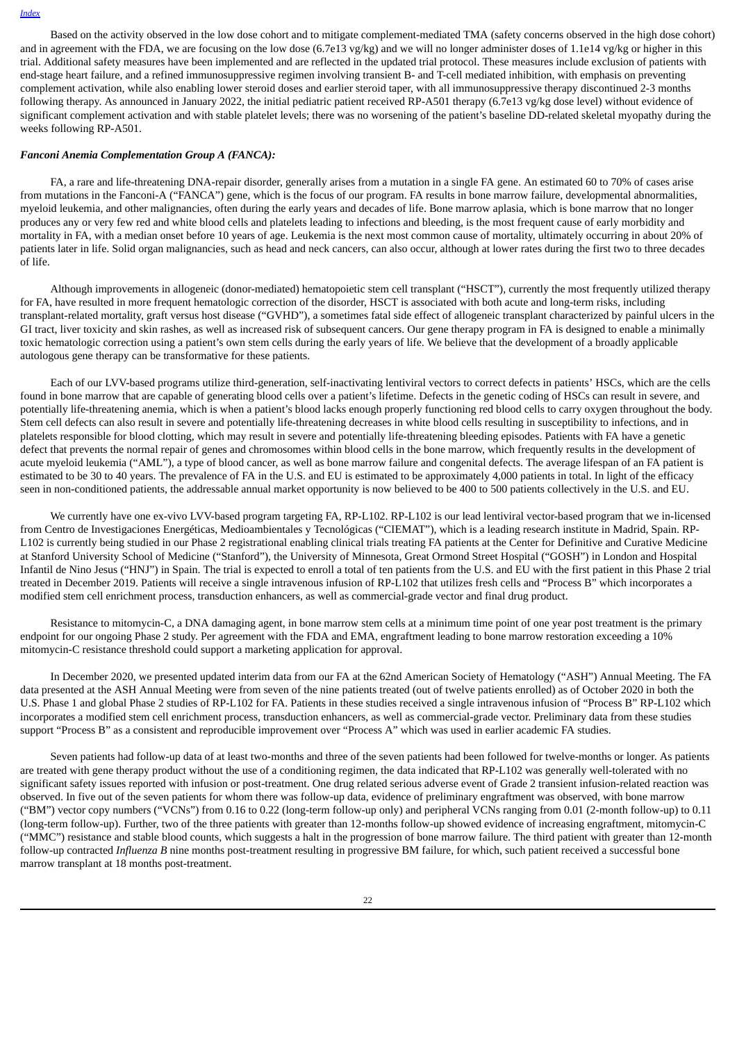Based on the activity observed in the low dose cohort and to mitigate complement-mediated TMA (safety concerns observed in the high dose cohort) and in agreement with the FDA, we are focusing on the low dose (6.7e13 vg/kg) and we will no longer administer doses of 1.1e14 vg/kg or higher in this trial. Additional safety measures have been implemented and are reflected in the updated trial protocol. These measures include exclusion of patients with end-stage heart failure, and a refined immunosuppressive regimen involving transient B- and T-cell mediated inhibition, with emphasis on preventing complement activation, while also enabling lower steroid doses and earlier steroid taper, with all immunosuppressive therapy discontinued 2-3 months following therapy. As announced in January 2022, the initial pediatric patient received RP-A501 therapy (6.7e13 vg/kg dose level) without evidence of significant complement activation and with stable platelet levels; there was no worsening of the patient's baseline DD-related skeletal myopathy during the weeks following RP-A501.

***Fanconi Anemia Complementation Group A (FANCA):***

FA, a rare and life-threatening DNA-repair disorder, generally arises from a mutation in a single FA gene. An estimated 60 to 70% of cases arise from mutations in the Fanconi-A ("FANCA") gene, which is the focus of our program. FA results in bone marrow failure, developmental abnormalities, myeloid leukemia, and other malignancies, often during the early years and decades of life. Bone marrow aplasia, which is bone marrow that no longer produces any or very few red and white blood cells and platelets leading to infections and bleeding, is the most frequent cause of early morbidity and mortality in FA, with a median onset before 10 years of age. Leukemia is the next most common cause of mortality, ultimately occurring in about 20% of patients later in life. Solid organ malignancies, such as head and neck cancers, can also occur, although at lower rates during the first two to three decades of life.

Although improvements in allogeneic (donor-mediated) hematopoietic stem cell transplant ("HSCT"), currently the most frequently utilized therapy for FA, have resulted in more frequent hematologic correction of the disorder, HSCT is associated with both acute and long-term risks, including transplant-related mortality, graft versus host disease ("GVHD"), a sometimes fatal side effect of allogeneic transplant characterized by painful ulcers in the GI tract, liver toxicity and skin rashes, as well as increased risk of subsequent cancers. Our gene therapy program in FA is designed to enable a minimally toxic hematologic correction using a patient's own stem cells during the early years of life. We believe that the development of a broadly applicable autologous gene therapy can be transformative for these patients.

Each of our LVV-based programs utilize third-generation, self-inactivating lentiviral vectors to correct defects in patients' HSCs, which are the cells found in bone marrow that are capable of generating blood cells over a patient's lifetime. Defects in the genetic coding of HSCs can result in severe, and potentially life-threatening anemia, which is when a patient's blood lacks enough properly functioning red blood cells to carry oxygen throughout the body. Stem cell defects can also result in severe and potentially life-threatening decreases in white blood cells resulting in susceptibility to infections, and in platelets responsible for blood clotting, which may result in severe and potentially life-threatening bleeding episodes. Patients with FA have a genetic defect that prevents the normal repair of genes and chromosomes within blood cells in the bone marrow, which frequently results in the development of acute myeloid leukemia ("AML"), a type of blood cancer, as well as bone marrow failure and congenital defects. The average lifespan of an FA patient is estimated to be 30 to 40 years. The prevalence of FA in the U.S. and EU is estimated to be approximately 4,000 patients in total. In light of the efficacy seen in non-conditioned patients, the addressable annual market opportunity is now believed to be 400 to 500 patients collectively in the U.S. and EU.

We currently have one ex-vivo LVV-based program targeting FA, RP-L102. RP-L102 is our lead lentiviral vector-based program that we in-licensed from Centro de Investigaciones Energéticas, Medioambientales y Tecnológicas ("CIEMAT"), which is a leading research institute in Madrid, Spain. RP-L102 is currently being studied in our Phase 2 registrational enabling clinical trials treating FA patients at the Center for Definitive and Curative Medicine at Stanford University School of Medicine ("Stanford"), the University of Minnesota, Great Ormond Street Hospital ("GOSH") in London and Hospital Infantil de Nino Jesus ("HNJ") in Spain. The trial is expected to enroll a total of ten patients from the U.S. and EU with the first patient in this Phase 2 trial treated in December 2019. Patients will receive a single intravenous infusion of RP-L102 that utilizes fresh cells and "Process B" which incorporates a modified stem cell enrichment process, transduction enhancers, as well as commercial-grade vector and final drug product.

Resistance to mitomycin-C, a DNA damaging agent, in bone marrow stem cells at a minimum time point of one year post treatment is the primary endpoint for our ongoing Phase 2 study. Per agreement with the FDA and EMA, engraftment leading to bone marrow restoration exceeding a 10% mitomycin-C resistance threshold could support a marketing application for approval.

In December 2020, we presented updated interim data from our FA at the 62nd American Society of Hematology ("ASH") Annual Meeting. The FA data presented at the ASH Annual Meeting were from seven of the nine patients treated (out of twelve patients enrolled) as of October 2020 in both the U.S. Phase 1 and global Phase 2 studies of RP-L102 for FA. Patients in these studies received a single intravenous infusion of "Process B" RP-L102 which incorporates a modified stem cell enrichment process, transduction enhancers, as well as commercial-grade vector. Preliminary data from these studies support "Process B" as a consistent and reproducible improvement over "Process A" which was used in earlier academic FA studies.

Seven patients had follow-up data of at least two-months and three of the seven patients had been followed for twelve-months or longer. As patients are treated with gene therapy product without the use of a conditioning regimen, the data indicated that RP-L102 was generally well-tolerated with no significant safety issues reported with infusion or post-treatment. One drug related serious adverse event of Grade 2 transient infusion-related reaction was observed. In five out of the seven patients for whom there was follow-up data, evidence of preliminary engraftment was observed, with bone marrow ("BM") vector copy numbers ("VCNs") from 0.16 to 0.22 (long-term follow-up only) and peripheral VCNs ranging from 0.01 (2-month follow-up) to 0.11 (long-term follow-up). Further, two of the three patients with greater than 12-months follow-up showed evidence of increasing engraftment, mitomycin-C ("MMC") resistance and stable blood counts, which suggests a halt in the progression of bone marrow failure. The third patient with greater than 12-month follow-up contracted *Influenza B* nine months post-treatment resulting in progressive BM failure, for which, such patient received a successful bone marrow transplant at 18 months post-treatment.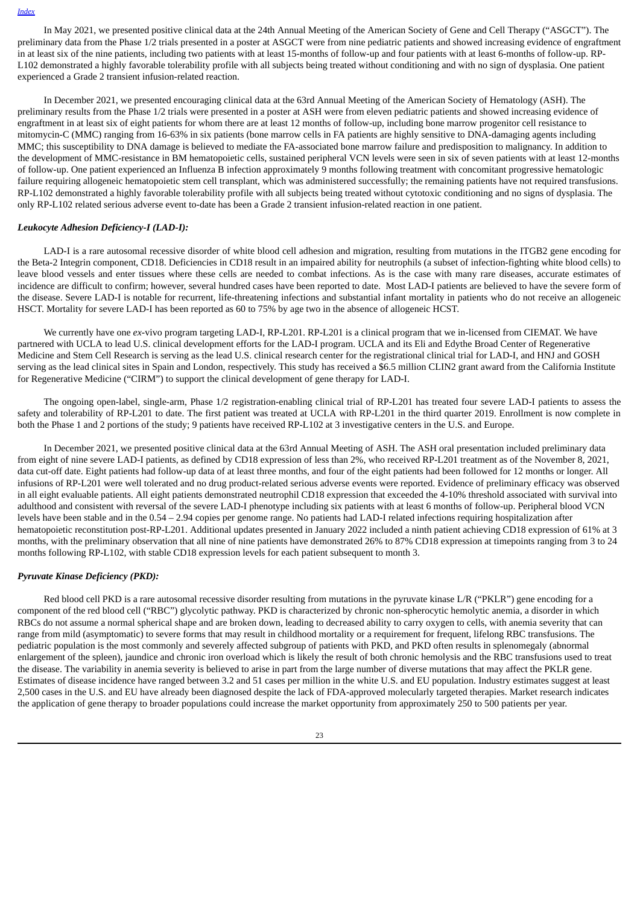In May 2021, we presented positive clinical data at the 24th Annual Meeting of the American Society of Gene and Cell Therapy ("ASGCT"). The preliminary data from the Phase 1/2 trials presented in a poster at ASGCT were from nine pediatric patients and showed increasing evidence of engraftment in at least six of the nine patients, including two patients with at least 15-months of follow-up and four patients with at least 6-months of follow-up. RP-L102 demonstrated a highly favorable tolerability profile with all subjects being treated without conditioning and with no sign of dysplasia. One patient experienced a Grade 2 transient infusion-related reaction.

In December 2021, we presented encouraging clinical data at the 63rd Annual Meeting of the American Society of Hematology (ASH). The preliminary results from the Phase 1/2 trials were presented in a poster at ASH were from eleven pediatric patients and showed increasing evidence of engraftment in at least six of eight patients for whom there are at least 12 months of follow-up, including bone marrow progenitor cell resistance to mitomycin-C (MMC) ranging from 16-63% in six patients (bone marrow cells in FA patients are highly sensitive to DNA-damaging agents including MMC; this susceptibility to DNA damage is believed to mediate the FA-associated bone marrow failure and predisposition to malignancy. In addition to the development of MMC-resistance in BM hematopoietic cells, sustained peripheral VCN levels were seen in six of seven patients with at least 12-months of follow-up. One patient experienced an Influenza B infection approximately 9 months following treatment with concomitant progressive hematologic failure requiring allogeneic hematopoietic stem cell transplant, which was administered successfully; the remaining patients have not required transfusions. RP-L102 demonstrated a highly favorable tolerability profile with all subjects being treated without cytotoxic conditioning and no signs of dysplasia. The only RP-L102 related serious adverse event to-date has been a Grade 2 transient infusion-related reaction in one patient.

### *Leukocyte Adhesion Deficiency-I (LAD-I):*

LAD-I is a rare autosomal recessive disorder of white blood cell adhesion and migration, resulting from mutations in the ITGB2 gene encoding for the Beta-2 Integrin component, CD18. Deficiencies in CD18 result in an impaired ability for neutrophils (a subset of infection-fighting white blood cells) to leave blood vessels and enter tissues where these cells are needed to combat infections. As is the case with many rare diseases, accurate estimates of incidence are difficult to confirm; however, several hundred cases have been reported to date. Most LAD-I patients are believed to have the severe form of the disease. Severe LAD-I is notable for recurrent, life-threatening infections and substantial infant mortality in patients who do not receive an allogeneic HSCT. Mortality for severe LAD-I has been reported as 60 to 75% by age two in the absence of allogeneic HCST.

We currently have one *ex*-vivo program targeting LAD-I, RP-L201. RP-L201 is a clinical program that we in-licensed from CIEMAT. We have partnered with UCLA to lead U.S. clinical development efforts for the LAD-I program. UCLA and its Eli and Edythe Broad Center of Regenerative Medicine and Stem Cell Research is serving as the lead U.S. clinical research center for the registrational clinical trial for LAD-I, and HNJ and GOSH serving as the lead clinical sites in Spain and London, respectively. This study has received a $6.5 million CLIN2 grant award from the California Institute for Regenerative Medicine ("CIRM") to support the clinical development of gene therapy for LAD-I.

The ongoing open-label, single-arm, Phase 1/2 registration-enabling clinical trial of RP-L201 has treated four severe LAD-I patients to assess the safety and tolerability of RP-L201 to date. The first patient was treated at UCLA with RP-L201 in the third quarter 2019. Enrollment is now complete in both the Phase 1 and 2 portions of the study; 9 patients have received RP-L102 at 3 investigative centers in the U.S. and Europe.

In December 2021, we presented positive clinical data at the 63rd Annual Meeting of ASH. The ASH oral presentation included preliminary data from eight of nine severe LAD-I patients, as defined by CD18 expression of less than 2%, who received RP-L201 treatment as of the November 8, 2021, data cut-off date. Eight patients had follow-up data of at least three months, and four of the eight patients had been followed for 12 months or longer. All infusions of RP-L201 were well tolerated and no drug product-related serious adverse events were reported. Evidence of preliminary efficacy was observed in all eight evaluable patients. All eight patients demonstrated neutrophil CD18 expression that exceeded the 4-10% threshold associated with survival into adulthood and consistent with reversal of the severe LAD-I phenotype including six patients with at least 6 months of follow-up. Peripheral blood VCN levels have been stable and in the 0.54 – 2.94 copies per genome range. No patients had LAD-I related infections requiring hospitalization after hematopoietic reconstitution post-RP-L201. Additional updates presented in January 2022 included a ninth patient achieving CD18 expression of 61% at 3 months, with the preliminary observation that all nine of nine patients have demonstrated 26% to 87% CD18 expression at timepoints ranging from 3 to 24 months following RP-L102, with stable CD18 expression levels for each patient subsequent to month 3.

### *Pyruvate Kinase Deficiency (PKD):*

Red blood cell PKD is a rare autosomal recessive disorder resulting from mutations in the pyruvate kinase L/R ("PKLR") gene encoding for a component of the red blood cell ("RBC") glycolytic pathway. PKD is characterized by chronic non-spherocytic hemolytic anemia, a disorder in which RBCs do not assume a normal spherical shape and are broken down, leading to decreased ability to carry oxygen to cells, with anemia severity that can range from mild (asymptomatic) to severe forms that may result in childhood mortality or a requirement for frequent, lifelong RBC transfusions. The pediatric population is the most commonly and severely affected subgroup of patients with PKD, and PKD often results in splenomegaly (abnormal enlargement of the spleen), jaundice and chronic iron overload which is likely the result of both chronic hemolysis and the RBC transfusions used to treat the disease. The variability in anemia severity is believed to arise in part from the large number of diverse mutations that may affect the PKLR gene. Estimates of disease incidence have ranged between 3.2 and 51 cases per million in the white U.S. and EU population. Industry estimates suggest at least 2,500 cases in the U.S. and EU have already been diagnosed despite the lack of FDA-approved molecularly targeted therapies. Market research indicates the application of gene therapy to broader populations could increase the market opportunity from approximately 250 to 500 patients per year.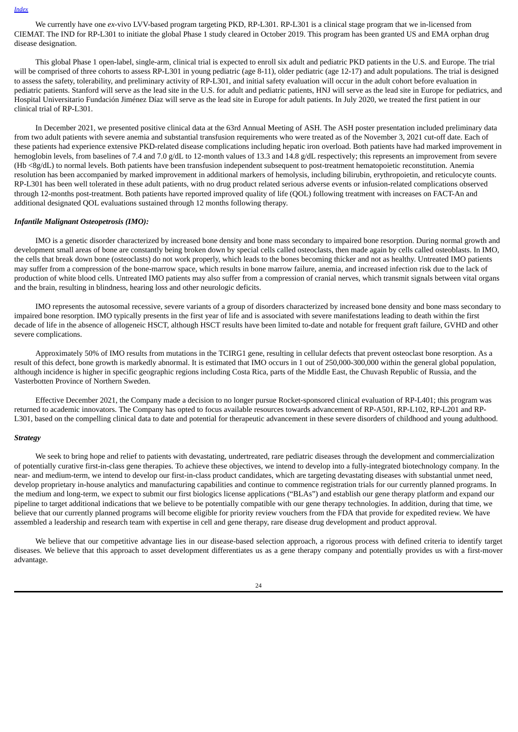We currently have one *ex*-vivo LVV-based program targeting PKD, RP-L301. RP-L301 is a clinical stage program that we in-licensed from CIEMAT. The IND for RP-L301 to initiate the global Phase 1 study cleared in October 2019. This program has been granted US and EMA orphan drug disease designation.

This global Phase 1 open-label, single-arm, clinical trial is expected to enroll six adult and pediatric PKD patients in the U.S. and Europe. The trial will be comprised of three cohorts to assess RP-L301 in young pediatric (age 8-11), older pediatric (age 12-17) and adult populations. The trial is designed to assess the safety, tolerability, and preliminary activity of RP-L301, and initial safety evaluation will occur in the adult cohort before evaluation in pediatric patients. Stanford will serve as the lead site in the U.S. for adult and pediatric patients, HNJ will serve as the lead site in Europe for pediatrics, and Hospital Universitario Fundación Jiménez Díaz will serve as the lead site in Europe for adult patients. In July 2020, we treated the first patient in our clinical trial of RP-L301.

In December 2021, we presented positive clinical data at the 63rd Annual Meeting of ASH. The ASH poster presentation included preliminary data from two adult patients with severe anemia and substantial transfusion requirements who were treated as of the November 3, 2021 cut-off date. Each of these patients had experience extensive PKD-related disease complications including hepatic iron overload. Both patients have had marked improvement in hemoglobin levels, from baselines of 7.4 and 7.0 g/dL to 12-month values of 13.3 and 14.8 g/dL respectively; this represents an improvement from severe (Hb <8g/dL) to normal levels. Both patients have been transfusion independent subsequent to post-treatment hematopoietic reconstitution. Anemia resolution has been accompanied by marked improvement in additional markers of hemolysis, including bilirubin, erythropoietin, and reticulocyte counts. RP-L301 has been well tolerated in these adult patients, with no drug product related serious adverse events or infusion-related complications observed through 12-months post-treatment. Both patients have reported improved quality of life (QOL) following treatment with increases on FACT-An and additional designated QOL evaluations sustained through 12 months following therapy.

***Infantile Malignant Osteopetrosis (IMO):***

IMO is a genetic disorder characterized by increased bone density and bone mass secondary to impaired bone resorption. During normal growth and development small areas of bone are constantly being broken down by special cells called osteoclasts, then made again by cells called osteoblasts. In IMO, the cells that break down bone (osteoclasts) do not work properly, which leads to the bones becoming thicker and not as healthy. Untreated IMO patients may suffer from a compression of the bone-marrow space, which results in bone marrow failure, anemia, and increased infection risk due to the lack of production of white blood cells. Untreated IMO patients may also suffer from a compression of cranial nerves, which transmit signals between vital organs and the brain, resulting in blindness, hearing loss and other neurologic deficits.

IMO represents the autosomal recessive, severe variants of a group of disorders characterized by increased bone density and bone mass secondary to impaired bone resorption. IMO typically presents in the first year of life and is associated with severe manifestations leading to death within the first decade of life in the absence of allogeneic HSCT, although HSCT results have been limited to-date and notable for frequent graft failure, GVHD and other severe complications.

Approximately 50% of IMO results from mutations in the TCIRG1 gene, resulting in cellular defects that prevent osteoclast bone resorption. As a result of this defect, bone growth is markedly abnormal. It is estimated that IMO occurs in 1 out of 250,000-300,000 within the general global population, although incidence is higher in specific geographic regions including Costa Rica, parts of the Middle East, the Chuvash Republic of Russia, and the Vasterbotten Province of Northern Sweden.

Effective December 2021, the Company made a decision to no longer pursue Rocket-sponsored clinical evaluation of RP-L401; this program was returned to academic innovators. The Company has opted to focus available resources towards advancement of RP-A501, RP-L102, RP-L201 and RP-L301, based on the compelling clinical data to date and potential for therapeutic advancement in these severe disorders of childhood and young adulthood.

***Strategy***

We seek to bring hope and relief to patients with devastating, undertreated, rare pediatric diseases through the development and commercialization of potentially curative first-in-class gene therapies. To achieve these objectives, we intend to develop into a fully-integrated biotechnology company. In the near- and medium-term, we intend to develop our first-in-class product candidates, which are targeting devastating diseases with substantial unmet need, develop proprietary in-house analytics and manufacturing capabilities and continue to commence registration trials for our currently planned programs. In the medium and long-term, we expect to submit our first biologics license applications ("BLAs") and establish our gene therapy platform and expand our pipeline to target additional indications that we believe to be potentially compatible with our gene therapy technologies. In addition, during that time, we believe that our currently planned programs will become eligible for priority review vouchers from the FDA that provide for expedited review. We have assembled a leadership and research team with expertise in cell and gene therapy, rare disease drug development and product approval.

We believe that our competitive advantage lies in our disease-based selection approach, a rigorous process with defined criteria to identify target diseases. We believe that this approach to asset development differentiates us as a gene therapy company and potentially provides us with a first-mover advantage.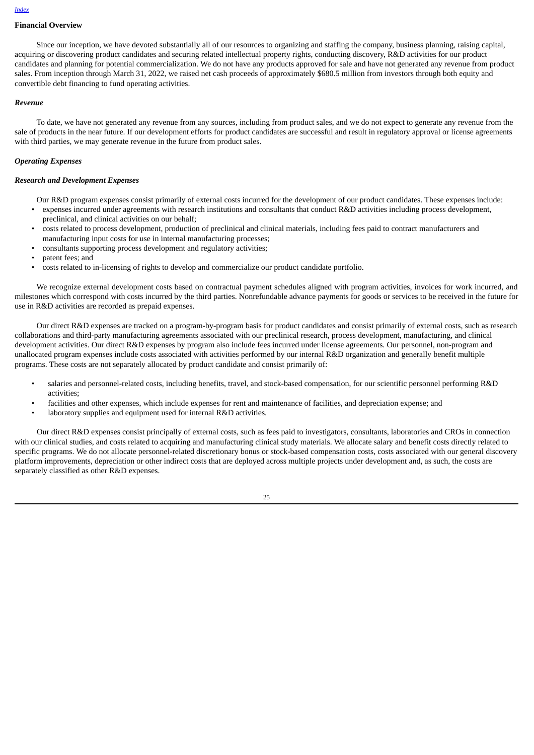## Financial Overview

Since our inception, we have devoted substantially all of our resources to organizing and staffing the company, business planning, raising capital, acquiring or discovering product candidates and securing related intellectual property rights, conducting discovery, R&D activities for our product candidates and planning for potential commercialization. We do not have any products approved for sale and have not generated any revenue from product sales. From inception through March 31, 2022, we raised net cash proceeds of approximately $680.5 million from investors through both equity and convertible debt financing to fund operating activities.

### *Revenue*

To date, we have not generated any revenue from any sources, including from product sales, and we do not expect to generate any revenue from the sale of products in the near future. If our development efforts for product candidates are successful and result in regulatory approval or license agreements with third parties, we may generate revenue in the future from product sales.

### *Operating Expenses*

### *Research and Development Expenses*

Our R&D program expenses consist primarily of external costs incurred for the development of our product candidates. These expenses include:

- expenses incurred under agreements with research institutions and consultants that conduct R&D activities including process development, preclinical, and clinical activities on our behalf;
- costs related to process development, production of preclinical and clinical materials, including fees paid to contract manufacturers and manufacturing input costs for use in internal manufacturing processes;
- consultants supporting process development and regulatory activities;
- patent fees; and
- costs related to in-licensing of rights to develop and commercialize our product candidate portfolio.

We recognize external development costs based on contractual payment schedules aligned with program activities, invoices for work incurred, and milestones which correspond with costs incurred by the third parties. Nonrefundable advance payments for goods or services to be received in the future for use in R&D activities are recorded as prepaid expenses.

Our direct R&D expenses are tracked on a program-by-program basis for product candidates and consist primarily of external costs, such as research collaborations and third-party manufacturing agreements associated with our preclinical research, process development, manufacturing, and clinical development activities. Our direct R&D expenses by program also include fees incurred under license agreements. Our personnel, non-program and unallocated program expenses include costs associated with activities performed by our internal R&D organization and generally benefit multiple programs. These costs are not separately allocated by product candidate and consist primarily of:

- salaries and personnel-related costs, including benefits, travel, and stock-based compensation, for our scientific personnel performing R&D activities;
- facilities and other expenses, which include expenses for rent and maintenance of facilities, and depreciation expense; and
- laboratory supplies and equipment used for internal R&D activities.

Our direct R&D expenses consist principally of external costs, such as fees paid to investigators, consultants, laboratories and CROs in connection with our clinical studies, and costs related to acquiring and manufacturing clinical study materials. We allocate salary and benefit costs directly related to specific programs. We do not allocate personnel-related discretionary bonus or stock-based compensation costs, costs associated with our general discovery platform improvements, depreciation or other indirect costs that are deployed across multiple projects under development and, as such, the costs are separately classified as other R&D expenses.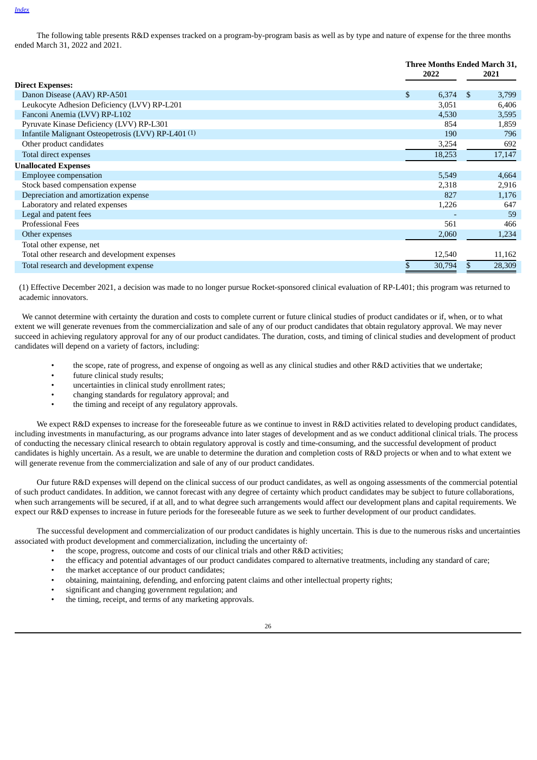The following table presents R&D expenses tracked on a program-by-program basis as well as by type and nature of expense for the three months ended March 31, 2022 and 2021.

| | Three Months Ended March 31, | |
|---|---|---|
| | 2022 | 2021 |
| **Direct Expenses:** | | |
| Danon Disease (AAV) RP-A501 | $ 6,374 | $ 3,799 |
| Leukocyte Adhesion Deficiency (LVV) RP-L201 | 3,051 | 6,406 |
| Fanconi Anemia (LVV) RP-L102 | 4,530 | 3,595 |
| Pyruvate Kinase Deficiency (LVV) RP-L301 | 854 | 1,859 |
| Infantile Malignant Osteopetrosis (LVV) RP-L401 (1) | 190 | 796 |
| Other product candidates | 3,254 | 692 |
| Total direct expenses | 18,253 | 17,147 |
| **Unallocated Expenses** | | |
| Employee compensation | 5,549 | 4,664 |
| Stock based compensation expense | 2,318 | 2,916 |
| Depreciation and amortization expense | 827 | 1,176 |
| Laboratory and related expenses | 1,226 | 647 |
| Legal and patent fees | - | 59 |
| Professional Fees | 561 | 466 |
| Other expenses | 2,060 | 1,234 |
| Total other expense, net | | |
| Total other research and development expenses | 12,540 | 11,162 |
| Total research and development expense | $ 30,794 | $ 28,309 |

(1) Effective December 2021, a decision was made to no longer pursue Rocket-sponsored clinical evaluation of RP-L401; this program was returned to academic innovators.

We cannot determine with certainty the duration and costs to complete current or future clinical studies of product candidates or if, when, or to what extent we will generate revenues from the commercialization and sale of any of our product candidates that obtain regulatory approval. We may never succeed in achieving regulatory approval for any of our product candidates. The duration, costs, and timing of clinical studies and development of product candidates will depend on a variety of factors, including:

- the scope, rate of progress, and expense of ongoing as well as any clinical studies and other R&D activities that we undertake;
- future clinical study results;
- uncertainties in clinical study enrollment rates;
- changing standards for regulatory approval; and
- the timing and receipt of any regulatory approvals.

We expect R&D expenses to increase for the foreseeable future as we continue to invest in R&D activities related to developing product candidates, including investments in manufacturing, as our programs advance into later stages of development and as we conduct additional clinical trials. The process of conducting the necessary clinical research to obtain regulatory approval is costly and time-consuming, and the successful development of product candidates is highly uncertain. As a result, we are unable to determine the duration and completion costs of R&D projects or when and to what extent we will generate revenue from the commercialization and sale of any of our product candidates.

Our future R&D expenses will depend on the clinical success of our product candidates, as well as ongoing assessments of the commercial potential of such product candidates. In addition, we cannot forecast with any degree of certainty which product candidates may be subject to future collaborations, when such arrangements will be secured, if at all, and to what degree such arrangements would affect our development plans and capital requirements. We expect our R&D expenses to increase in future periods for the foreseeable future as we seek to further development of our product candidates.

The successful development and commercialization of our product candidates is highly uncertain. This is due to the numerous risks and uncertainties associated with product development and commercialization, including the uncertainty of:

- the scope, progress, outcome and costs of our clinical trials and other R&D activities;
- the efficacy and potential advantages of our product candidates compared to alternative treatments, including any standard of care;
- the market acceptance of our product candidates;
- obtaining, maintaining, defending, and enforcing patent claims and other intellectual property rights;
- significant and changing government regulation; and
- the timing, receipt, and terms of any marketing approvals.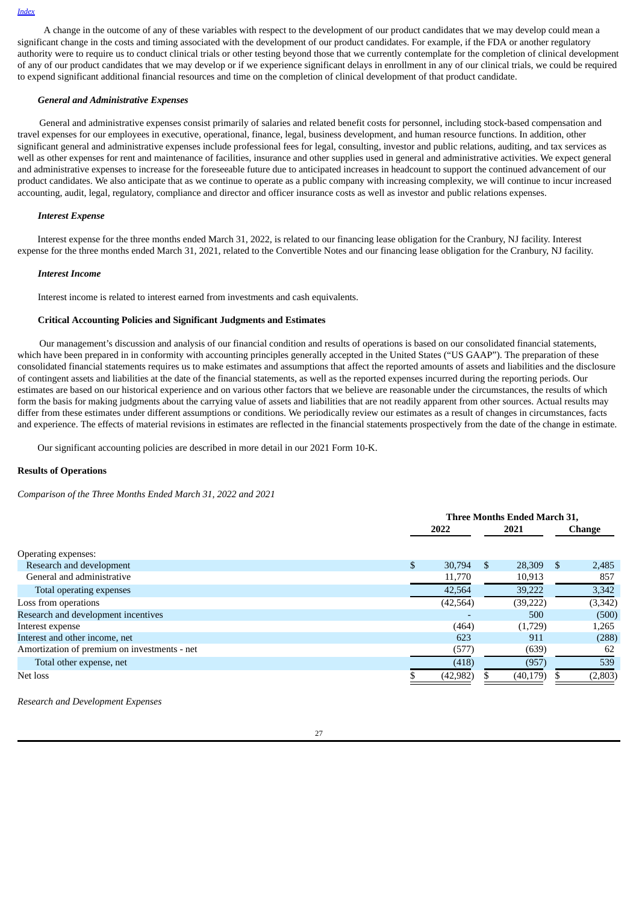A change in the outcome of any of these variables with respect to the development of our product candidates that we may develop could mean a significant change in the costs and timing associated with the development of our product candidates. For example, if the FDA or another regulatory authority were to require us to conduct clinical trials or other testing beyond those that we currently contemplate for the completion of clinical development of any of our product candidates that we may develop or if we experience significant delays in enrollment in any of our clinical trials, we could be required to expend significant additional financial resources and time on the completion of clinical development of that product candidate.

***General and Administrative Expenses***

General and administrative expenses consist primarily of salaries and related benefit costs for personnel, including stock-based compensation and travel expenses for our employees in executive, operational, finance, legal, business development, and human resource functions. In addition, other significant general and administrative expenses include professional fees for legal, consulting, investor and public relations, auditing, and tax services as well as other expenses for rent and maintenance of facilities, insurance and other supplies used in general and administrative activities. We expect general and administrative expenses to increase for the foreseeable future due to anticipated increases in headcount to support the continued advancement of our product candidates. We also anticipate that as we continue to operate as a public company with increasing complexity, we will continue to incur increased accounting, audit, legal, regulatory, compliance and director and officer insurance costs as well as investor and public relations expenses.

***Interest Expense***

Interest expense for the three months ended March 31, 2022, is related to our financing lease obligation for the Cranbury, NJ facility. Interest expense for the three months ended March 31, 2021, related to the Convertible Notes and our financing lease obligation for the Cranbury, NJ facility.

***Interest Income***

Interest income is related to interest earned from investments and cash equivalents.

**Critical Accounting Policies and Significant Judgments and Estimates**

Our management's discussion and analysis of our financial condition and results of operations is based on our consolidated financial statements, which have been prepared in in conformity with accounting principles generally accepted in the United States ("US GAAP"). The preparation of these consolidated financial statements requires us to make estimates and assumptions that affect the reported amounts of assets and liabilities and the disclosure of contingent assets and liabilities at the date of the financial statements, as well as the reported expenses incurred during the reporting periods. Our estimates are based on our historical experience and on various other factors that we believe are reasonable under the circumstances, the results of which form the basis for making judgments about the carrying value of assets and liabilities that are not readily apparent from other sources. Actual results may differ from these estimates under different assumptions or conditions. We periodically review our estimates as a result of changes in circumstances, facts and experience. The effects of material revisions in estimates are reflected in the financial statements prospectively from the date of the change in estimate.

Our significant accounting policies are described in more detail in our 2021 Form 10-K.

**Results of Operations**

*Comparison of the Three Months Ended March 31, 2022 and 2021*

| | Three Months Ended March 31, | | |
|---|---|---|---|
| | 2022 | 2021 | Change |
| Operating expenses: | | | |
| Research and development | $ 30,794 | $ 28,309 | $ 2,485 |
| General and administrative | 11,770 | 10,913 | 857 |
| Total operating expenses | 42,564 | 39,222 | 3,342 |
| Loss from operations | (42,564) | (39,222) | (3,342) |
| Research and development incentives | - | 500 | (500) |
| Interest expense | (464) | (1,729) | 1,265 |
| Interest and other income, net | 623 | 911 | (288) |
| Amortization of premium on investments - net | (577) | (639) | 62 |
| Total other expense, net | (418) | (957) | 539 |
| Net loss | $ (42,982) | $ (40,179) | $ (2,803) |

*Research and Development Expenses*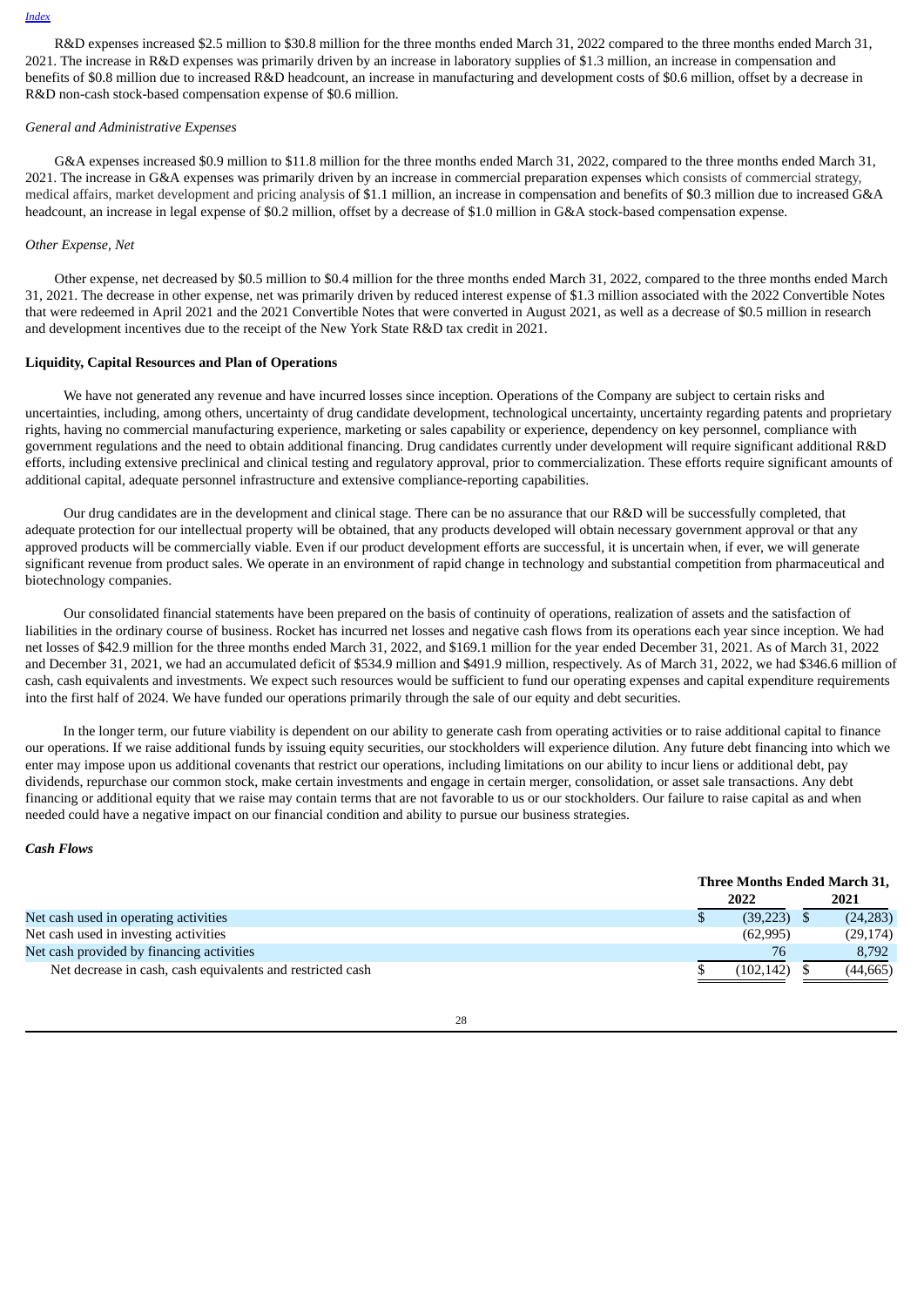R&D expenses increased $2.5 million to $30.8 million for the three months ended March 31, 2022 compared to the three months ended March 31, 2021. The increase in R&D expenses was primarily driven by an increase in laboratory supplies of $1.3 million, an increase in compensation and benefits of $0.8 million due to increased R&D headcount, an increase in manufacturing and development costs of $0.6 million, offset by a decrease in R&D non-cash stock-based compensation expense of $0.6 million.

*General and Administrative Expenses*

G&A expenses increased $0.9 million to $11.8 million for the three months ended March 31, 2022, compared to the three months ended March 31, 2021. The increase in G&A expenses was primarily driven by an increase in commercial preparation expenses which consists of commercial strategy, medical affairs, market development and pricing analysis of $1.1 million, an increase in compensation and benefits of $0.3 million due to increased G&A headcount, an increase in legal expense of $0.2 million, offset by a decrease of $1.0 million in G&A stock-based compensation expense.

*Other Expense, Net*

Other expense, net decreased by $0.5 million to $0.4 million for the three months ended March 31, 2022, compared to the three months ended March 31, 2021. The decrease in other expense, net was primarily driven by reduced interest expense of $1.3 million associated with the 2022 Convertible Notes that were redeemed in April 2021 and the 2021 Convertible Notes that were converted in August 2021, as well as a decrease of $0.5 million in research and development incentives due to the receipt of the New York State R&D tax credit in 2021.

**Liquidity, Capital Resources and Plan of Operations**

We have not generated any revenue and have incurred losses since inception. Operations of the Company are subject to certain risks and uncertainties, including, among others, uncertainty of drug candidate development, technological uncertainty, uncertainty regarding patents and proprietary rights, having no commercial manufacturing experience, marketing or sales capability or experience, dependency on key personnel, compliance with government regulations and the need to obtain additional financing. Drug candidates currently under development will require significant additional R&D efforts, including extensive preclinical and clinical testing and regulatory approval, prior to commercialization. These efforts require significant amounts of additional capital, adequate personnel infrastructure and extensive compliance-reporting capabilities.

Our drug candidates are in the development and clinical stage. There can be no assurance that our R&D will be successfully completed, that adequate protection for our intellectual property will be obtained, that any products developed will obtain necessary government approval or that any approved products will be commercially viable. Even if our product development efforts are successful, it is uncertain when, if ever, we will generate significant revenue from product sales. We operate in an environment of rapid change in technology and substantial competition from pharmaceutical and biotechnology companies.

Our consolidated financial statements have been prepared on the basis of continuity of operations, realization of assets and the satisfaction of liabilities in the ordinary course of business. Rocket has incurred net losses and negative cash flows from its operations each year since inception. We had net losses of $42.9 million for the three months ended March 31, 2022, and $169.1 million for the year ended December 31, 2021. As of March 31, 2022 and December 31, 2021, we had an accumulated deficit of $534.9 million and $491.9 million, respectively. As of March 31, 2022, we had $346.6 million of cash, cash equivalents and investments. We expect such resources would be sufficient to fund our operating expenses and capital expenditure requirements into the first half of 2024. We have funded our operations primarily through the sale of our equity and debt securities.

In the longer term, our future viability is dependent on our ability to generate cash from operating activities or to raise additional capital to finance our operations. If we raise additional funds by issuing equity securities, our stockholders will experience dilution. Any future debt financing into which we enter may impose upon us additional covenants that restrict our operations, including limitations on our ability to incur liens or additional debt, pay dividends, repurchase our common stock, make certain investments and engage in certain merger, consolidation, or asset sale transactions. Any debt financing or additional equity that we raise may contain terms that are not favorable to us or our stockholders. Our failure to raise capital as and when needed could have a negative impact on our financial condition and ability to pursue our business strategies.

***Cash Flows***

| | Three Months Ended March 31, | |
|---|---|---|
| | 2022 | 2021 |
| Net cash used in operating activities | $ (39,223) | $ (24,283) |
| Net cash used in investing activities | (62,995) | (29,174) |
| Net cash provided by financing activities | 76 | 8,792 |
| Net decrease in cash, cash equivalents and restricted cash | $ (102,142) | $ (44,665) |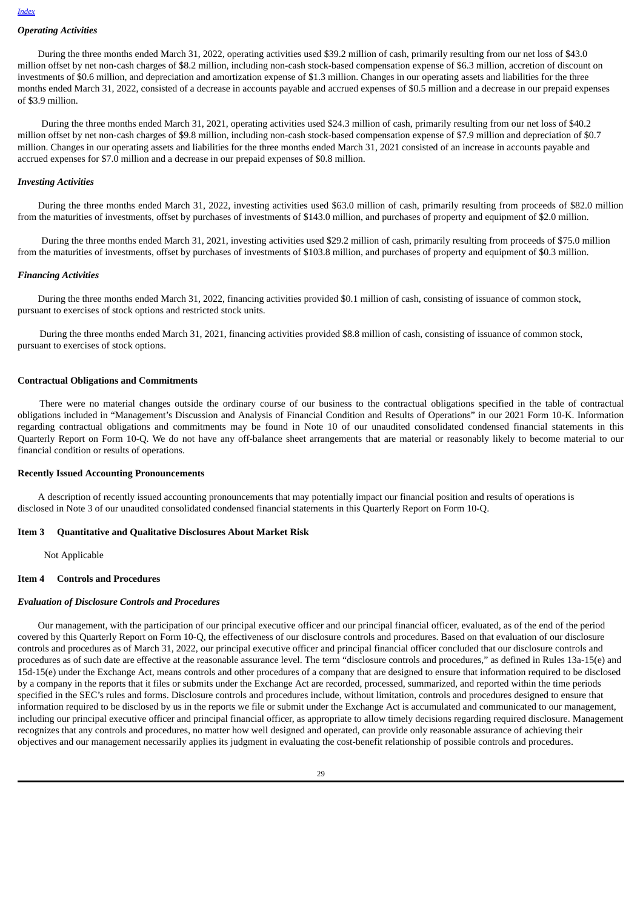### *Operating Activities*

During the three months ended March 31, 2022, operating activities used $39.2 million of cash, primarily resulting from our net loss of $43.0 million offset by net non-cash charges of $8.2 million, including non-cash stock-based compensation expense of $6.3 million, accretion of discount on investments of $0.6 million, and depreciation and amortization expense of $1.3 million. Changes in our operating assets and liabilities for the three months ended March 31, 2022, consisted of a decrease in accounts payable and accrued expenses of $0.5 million and a decrease in our prepaid expenses of $3.9 million.

During the three months ended March 31, 2021, operating activities used $24.3 million of cash, primarily resulting from our net loss of $40.2 million offset by net non-cash charges of $9.8 million, including non-cash stock-based compensation expense of $7.9 million and depreciation of $0.7 million. Changes in our operating assets and liabilities for the three months ended March 31, 2021 consisted of an increase in accounts payable and accrued expenses for $7.0 million and a decrease in our prepaid expenses of $0.8 million.

### *Investing Activities*

During the three months ended March 31, 2022, investing activities used $63.0 million of cash, primarily resulting from proceeds of $82.0 million from the maturities of investments, offset by purchases of investments of $143.0 million, and purchases of property and equipment of $2.0 million.

During the three months ended March 31, 2021, investing activities used $29.2 million of cash, primarily resulting from proceeds of $75.0 million from the maturities of investments, offset by purchases of investments of $103.8 million, and purchases of property and equipment of $0.3 million.

### *Financing Activities*

During the three months ended March 31, 2022, financing activities provided $0.1 million of cash, consisting of issuance of common stock, pursuant to exercises of stock options and restricted stock units.

During the three months ended March 31, 2021, financing activities provided $8.8 million of cash, consisting of issuance of common stock, pursuant to exercises of stock options.

## Contractual Obligations and Commitments

There were no material changes outside the ordinary course of our business to the contractual obligations specified in the table of contractual obligations included in "Management's Discussion and Analysis of Financial Condition and Results of Operations" in our 2021 Form 10-K. Information regarding contractual obligations and commitments may be found in Note 10 of our unaudited consolidated condensed financial statements in this Quarterly Report on Form 10-Q. We do not have any off-balance sheet arrangements that are material or reasonably likely to become material to our financial condition or results of operations.

## Recently Issued Accounting Pronouncements

A description of recently issued accounting pronouncements that may potentially impact our financial position and results of operations is disclosed in Note 3 of our unaudited consolidated condensed financial statements in this Quarterly Report on Form 10-Q.

## Item 3 Quantitative and Qualitative Disclosures About Market Risk

Not Applicable

## Item 4 Controls and Procedures

### *Evaluation of Disclosure Controls and Procedures*

Our management, with the participation of our principal executive officer and our principal financial officer, evaluated, as of the end of the period covered by this Quarterly Report on Form 10-Q, the effectiveness of our disclosure controls and procedures. Based on that evaluation of our disclosure controls and procedures as of March 31, 2022, our principal executive officer and principal financial officer concluded that our disclosure controls and procedures as of such date are effective at the reasonable assurance level. The term "disclosure controls and procedures," as defined in Rules 13a-15(e) and 15d-15(e) under the Exchange Act, means controls and other procedures of a company that are designed to ensure that information required to be disclosed by a company in the reports that it files or submits under the Exchange Act are recorded, processed, summarized, and reported within the time periods specified in the SEC's rules and forms. Disclosure controls and procedures include, without limitation, controls and procedures designed to ensure that information required to be disclosed by us in the reports we file or submit under the Exchange Act is accumulated and communicated to our management, including our principal executive officer and principal financial officer, as appropriate to allow timely decisions regarding required disclosure. Management recognizes that any controls and procedures, no matter how well designed and operated, can provide only reasonable assurance of achieving their objectives and our management necessarily applies its judgment in evaluating the cost-benefit relationship of possible controls and procedures.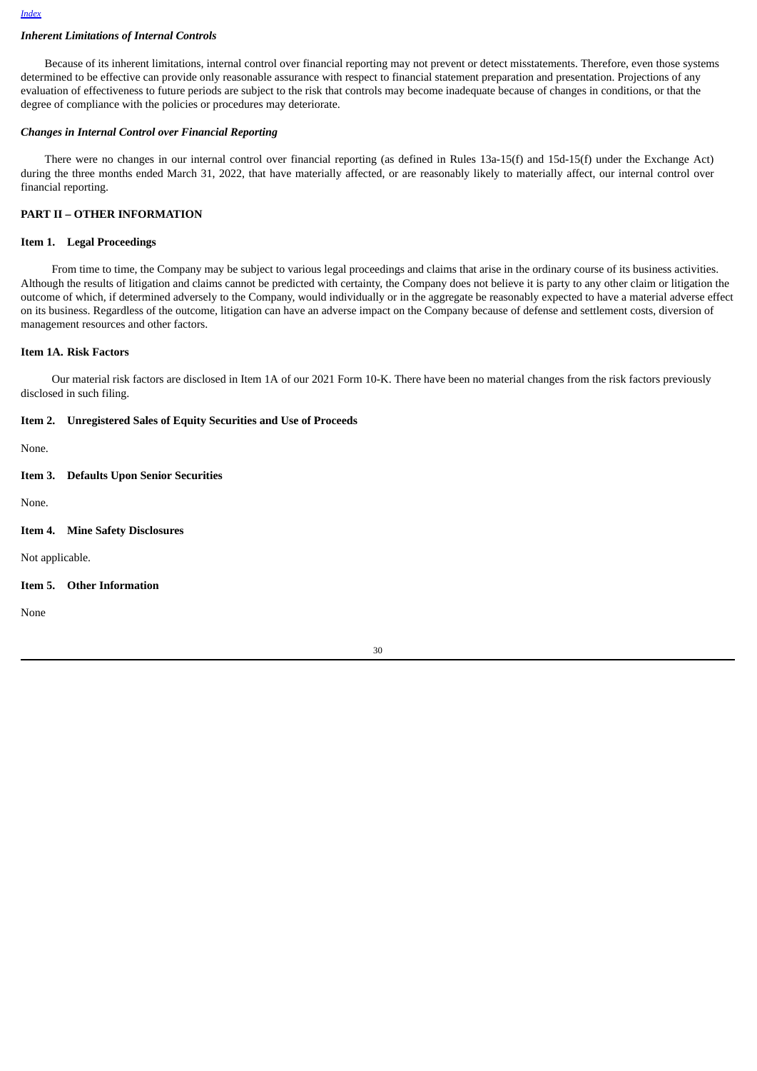### *Inherent Limitations of Internal Controls*

Because of its inherent limitations, internal control over financial reporting may not prevent or detect misstatements. Therefore, even those systems determined to be effective can provide only reasonable assurance with respect to financial statement preparation and presentation. Projections of any evaluation of effectiveness to future periods are subject to the risk that controls may become inadequate because of changes in conditions, or that the degree of compliance with the policies or procedures may deteriorate.

### *Changes in Internal Control over Financial Reporting*

There were no changes in our internal control over financial reporting (as defined in Rules 13a-15(f) and 15d-15(f) under the Exchange Act) during the three months ended March 31, 2022, that have materially affected, or are reasonably likely to materially affect, our internal control over financial reporting.

## PART II – OTHER INFORMATION

### Item 1. Legal Proceedings

From time to time, the Company may be subject to various legal proceedings and claims that arise in the ordinary course of its business activities. Although the results of litigation and claims cannot be predicted with certainty, the Company does not believe it is party to any other claim or litigation the outcome of which, if determined adversely to the Company, would individually or in the aggregate be reasonably expected to have a material adverse effect on its business. Regardless of the outcome, litigation can have an adverse impact on the Company because of defense and settlement costs, diversion of management resources and other factors.

### Item 1A. Risk Factors

Our material risk factors are disclosed in Item 1A of our 2021 Form 10-K. There have been no material changes from the risk factors previously disclosed in such filing.

### Item 2. Unregistered Sales of Equity Securities and Use of Proceeds

None.

### Item 3. Defaults Upon Senior Securities

None.

### Item 4. Mine Safety Disclosures

Not applicable.

### Item 5. Other Information

None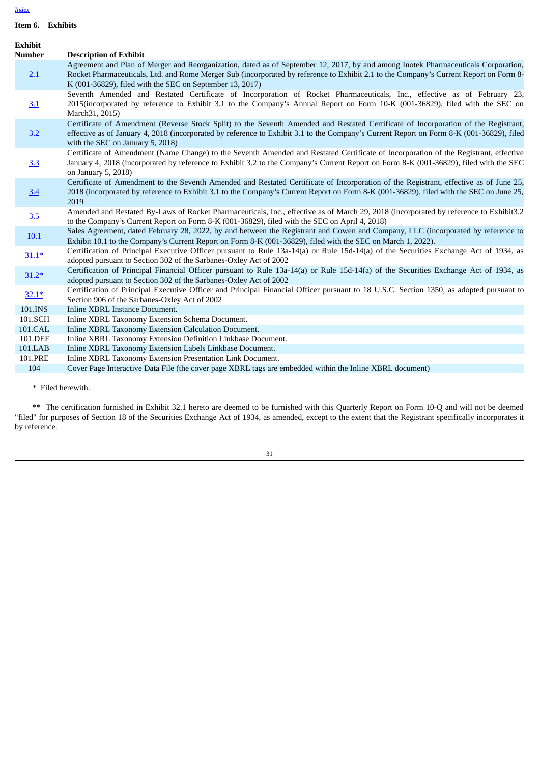Index

**Item 6. Exhibits**

| Exhibit Number | Description of Exhibit |
|---|---|
| 2.1 | Agreement and Plan of Merger and Reorganization, dated as of September 12, 2017, by and among Inotek Pharmaceuticals Corporation, Rocket Pharmaceuticals, Ltd. and Rome Merger Sub (incorporated by reference to Exhibit 2.1 to the Company's Current Report on Form 8-K (001-36829), filed with the SEC on September 13, 2017) |
| 3.1 | Seventh Amended and Restated Certificate of Incorporation of Rocket Pharmaceuticals, Inc., effective as of February 23, 2015(incorporated by reference to Exhibit 3.1 to the Company's Annual Report on Form 10-K (001-36829), filed with the SEC on March31, 2015) |
| 3.2 | Certificate of Amendment (Reverse Stock Split) to the Seventh Amended and Restated Certificate of Incorporation of the Registrant, effective as of January 4, 2018 (incorporated by reference to Exhibit 3.1 to the Company's Current Report on Form 8-K (001-36829), filed with the SEC on January 5, 2018) |
| 3.3 | Certificate of Amendment (Name Change) to the Seventh Amended and Restated Certificate of Incorporation of the Registrant, effective January 4, 2018 (incorporated by reference to Exhibit 3.2 to the Company's Current Report on Form 8-K (001-36829), filed with the SEC on January 5, 2018) |
| 3.4 | Certificate of Amendment to the Seventh Amended and Restated Certificate of Incorporation of the Registrant, effective as of June 25, 2018 (incorporated by reference to Exhibit 3.1 to the Company's Current Report on Form 8-K (001-36829), filed with the SEC on June 25, 2019 |
| 3.5 | Amended and Restated By-Laws of Rocket Pharmaceuticals, Inc., effective as of March 29, 2018 (incorporated by reference to Exhibit3.2 to the Company's Current Report on Form 8-K (001-36829), filed with the SEC on April 4, 2018) |
| 10.1 | Sales Agreement, dated February 28, 2022, by and between the Registrant and Cowen and Company, LLC (incorporated by reference to Exhibit 10.1 to the Company's Current Report on Form 8-K (001-36829), filed with the SEC on March 1, 2022). |
| 31.1* | Certification of Principal Executive Officer pursuant to Rule 13a-14(a) or Rule 15d-14(a) of the Securities Exchange Act of 1934, as adopted pursuant to Section 302 of the Sarbanes-Oxley Act of 2002 |
| 31.2* | Certification of Principal Financial Officer pursuant to Rule 13a-14(a) or Rule 15d-14(a) of the Securities Exchange Act of 1934, as adopted pursuant to Section 302 of the Sarbanes-Oxley Act of 2002 |
| 32.1* | Certification of Principal Executive Officer and Principal Financial Officer pursuant to 18 U.S.C. Section 1350, as adopted pursuant to Section 906 of the Sarbanes-Oxley Act of 2002 |
| 101.INS | Inline XBRL Instance Document. |
| 101.SCH | Inline XBRL Taxonomy Extension Schema Document. |
| 101.CAL | Inline XBRL Taxonomy Extension Calculation Document. |
| 101.DEF | Inline XBRL Taxonomy Extension Definition Linkbase Document. |
| 101.LAB | Inline XBRL Taxonomy Extension Labels Linkbase Document. |
| 101.PRE | Inline XBRL Taxonomy Extension Presentation Link Document. |
| 104 | Cover Page Interactive Data File (the cover page XBRL tags are embedded within the Inline XBRL document) |

\* Filed herewith.

\** The certification furnished in Exhibit 32.1 hereto are deemed to be furnished with this Quarterly Report on Form 10-Q and will not be deemed "filed" for purposes of Section 18 of the Securities Exchange Act of 1934, as amended, except to the extent that the Registrant specifically incorporates it by reference.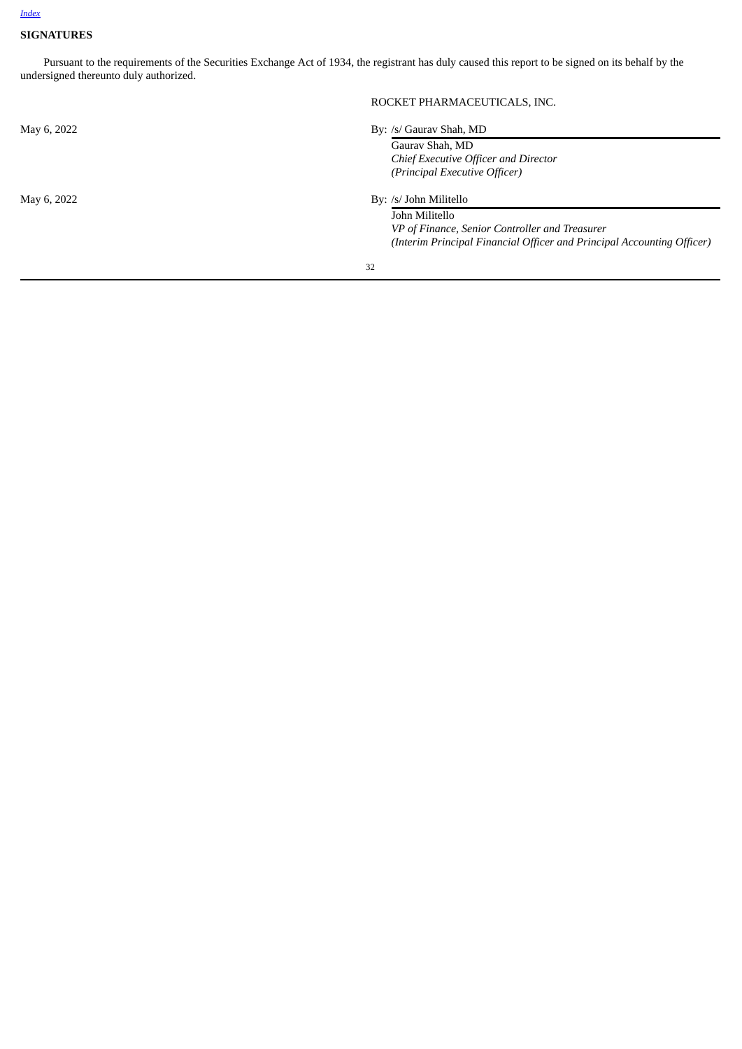[Index]

## SIGNATURES

Pursuant to the requirements of the Securities Exchange Act of 1934, the registrant has duly caused this report to be signed on its behalf by the undersigned thereunto duly authorized.

ROCKET PHARMACEUTICALS, INC.

May 6, 2022

By: /s/ Gaurav Shah, MD

Gaurav Shah, MD
*Chief Executive Officer and Director*
*(Principal Executive Officer)*

May 6, 2022

By: /s/ John Militello

John Militello
*VP of Finance, Senior Controller and Treasurer*
*(Interim Principal Financial Officer and Principal Accounting Officer)*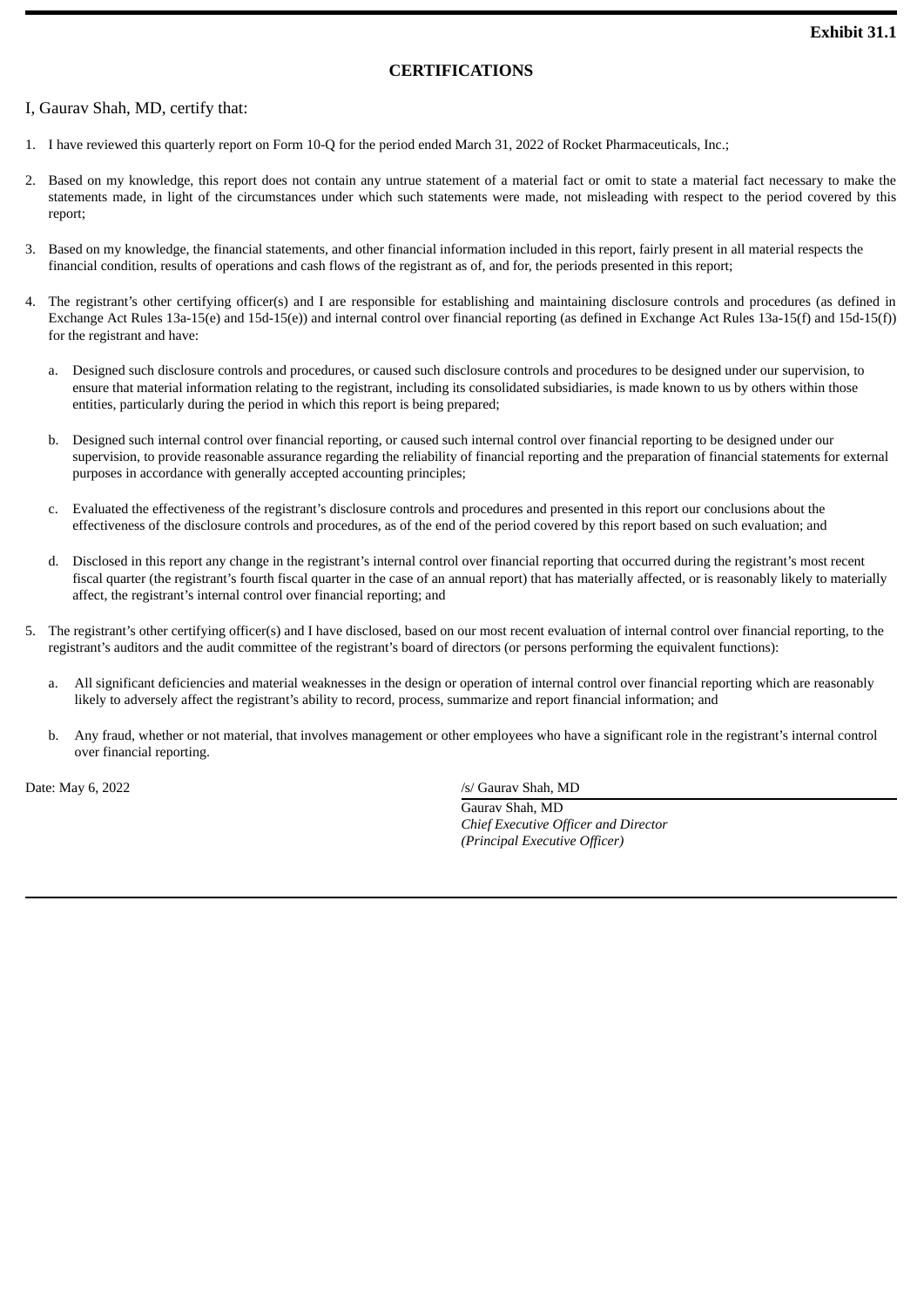**Exhibit 31.1**

## CERTIFICATIONS

I, Gaurav Shah, MD, certify that:

1. I have reviewed this quarterly report on Form 10-Q for the period ended March 31, 2022 of Rocket Pharmaceuticals, Inc.;

2. Based on my knowledge, this report does not contain any untrue statement of a material fact or omit to state a material fact necessary to make the statements made, in light of the circumstances under which such statements were made, not misleading with respect to the period covered by this report;

3. Based on my knowledge, the financial statements, and other financial information included in this report, fairly present in all material respects the financial condition, results of operations and cash flows of the registrant as of, and for, the periods presented in this report;

4. The registrant's other certifying officer(s) and I are responsible for establishing and maintaining disclosure controls and procedures (as defined in Exchange Act Rules 13a-15(e) and 15d-15(e)) and internal control over financial reporting (as defined in Exchange Act Rules 13a-15(f) and 15d-15(f)) for the registrant and have:

   a. Designed such disclosure controls and procedures, or caused such disclosure controls and procedures to be designed under our supervision, to ensure that material information relating to the registrant, including its consolidated subsidiaries, is made known to us by others within those entities, particularly during the period in which this report is being prepared;

   b. Designed such internal control over financial reporting, or caused such internal control over financial reporting to be designed under our supervision, to provide reasonable assurance regarding the reliability of financial reporting and the preparation of financial statements for external purposes in accordance with generally accepted accounting principles;

   c. Evaluated the effectiveness of the registrant's disclosure controls and procedures and presented in this report our conclusions about the effectiveness of the disclosure controls and procedures, as of the end of the period covered by this report based on such evaluation; and

   d. Disclosed in this report any change in the registrant's internal control over financial reporting that occurred during the registrant's most recent fiscal quarter (the registrant's fourth fiscal quarter in the case of an annual report) that has materially affected, or is reasonably likely to materially affect, the registrant's internal control over financial reporting; and

5. The registrant's other certifying officer(s) and I have disclosed, based on our most recent evaluation of internal control over financial reporting, to the registrant's auditors and the audit committee of the registrant's board of directors (or persons performing the equivalent functions):

   a. All significant deficiencies and material weaknesses in the design or operation of internal control over financial reporting which are reasonably likely to adversely affect the registrant's ability to record, process, summarize and report financial information; and

   b. Any fraud, whether or not material, that involves management or other employees who have a significant role in the registrant's internal control over financial reporting.

Date: May 6, 2022

/s/ Gaurav Shah, MD

Gaurav Shah, MD
*Chief Executive Officer and Director*
*(Principal Executive Officer)*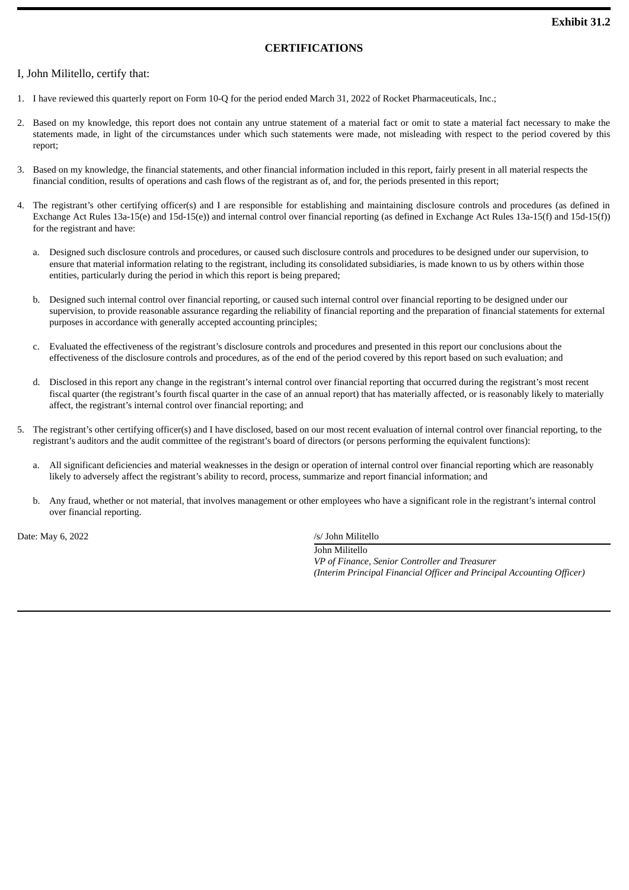**Exhibit 31.2**

## CERTIFICATIONS

I, John Militello, certify that:

1. I have reviewed this quarterly report on Form 10-Q for the period ended March 31, 2022 of Rocket Pharmaceuticals, Inc.;

2. Based on my knowledge, this report does not contain any untrue statement of a material fact or omit to state a material fact necessary to make the statements made, in light of the circumstances under which such statements were made, not misleading with respect to the period covered by this report;

3. Based on my knowledge, the financial statements, and other financial information included in this report, fairly present in all material respects the financial condition, results of operations and cash flows of the registrant as of, and for, the periods presented in this report;

4. The registrant's other certifying officer(s) and I are responsible for establishing and maintaining disclosure controls and procedures (as defined in Exchange Act Rules 13a-15(e) and 15d-15(e)) and internal control over financial reporting (as defined in Exchange Act Rules 13a-15(f) and 15d-15(f)) for the registrant and have:

   a. Designed such disclosure controls and procedures, or caused such disclosure controls and procedures to be designed under our supervision, to ensure that material information relating to the registrant, including its consolidated subsidiaries, is made known to us by others within those entities, particularly during the period in which this report is being prepared;

   b. Designed such internal control over financial reporting, or caused such internal control over financial reporting to be designed under our supervision, to provide reasonable assurance regarding the reliability of financial reporting and the preparation of financial statements for external purposes in accordance with generally accepted accounting principles;

   c. Evaluated the effectiveness of the registrant's disclosure controls and procedures and presented in this report our conclusions about the effectiveness of the disclosure controls and procedures, as of the end of the period covered by this report based on such evaluation; and

   d. Disclosed in this report any change in the registrant's internal control over financial reporting that occurred during the registrant's most recent fiscal quarter (the registrant's fourth fiscal quarter in the case of an annual report) that has materially affected, or is reasonably likely to materially affect, the registrant's internal control over financial reporting; and

5. The registrant's other certifying officer(s) and I have disclosed, based on our most recent evaluation of internal control over financial reporting, to the registrant's auditors and the audit committee of the registrant's board of directors (or persons performing the equivalent functions):

   a. All significant deficiencies and material weaknesses in the design or operation of internal control over financial reporting which are reasonably likely to adversely affect the registrant's ability to record, process, summarize and report financial information; and

   b. Any fraud, whether or not material, that involves management or other employees who have a significant role in the registrant's internal control over financial reporting.

Date: May 6, 2022

/s/ John Militello

John Militello
*VP of Finance, Senior Controller and Treasurer*
*(Interim Principal Financial Officer and Principal Accounting Officer)*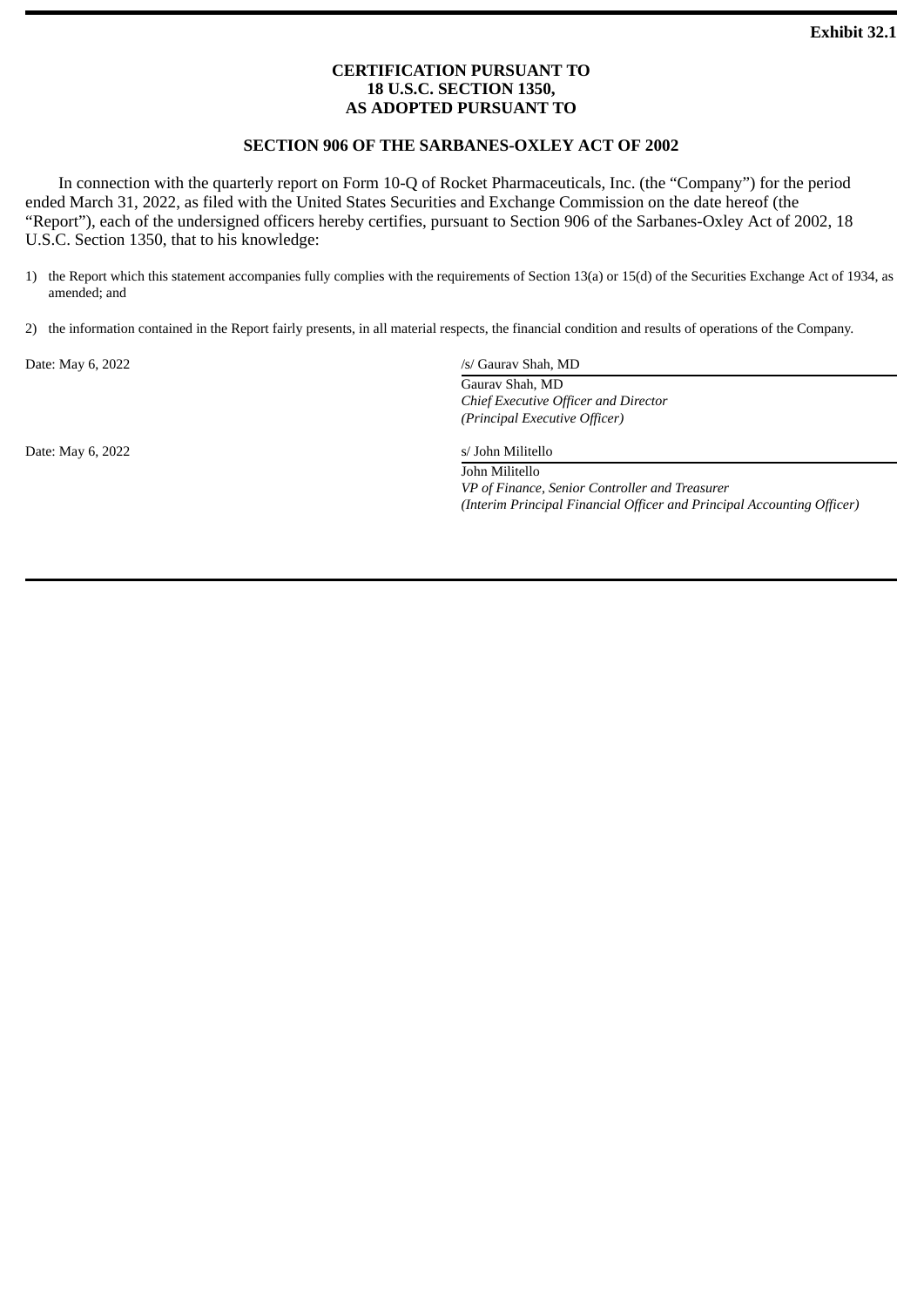**Exhibit 32.1**

**CERTIFICATION PURSUANT TO**
**18 U.S.C. SECTION 1350,**
**AS ADOPTED PURSUANT TO**

**SECTION 906 OF THE SARBANES-OXLEY ACT OF 2002**

In connection with the quarterly report on Form 10-Q of Rocket Pharmaceuticals, Inc. (the "Company") for the period ended March 31, 2022, as filed with the United States Securities and Exchange Commission on the date hereof (the "Report"), each of the undersigned officers hereby certifies, pursuant to Section 906 of the Sarbanes-Oxley Act of 2002, 18 U.S.C. Section 1350, that to his knowledge:

1) the Report which this statement accompanies fully complies with the requirements of Section 13(a) or 15(d) of the Securities Exchange Act of 1934, as amended; and

2) the information contained in the Report fairly presents, in all material respects, the financial condition and results of operations of the Company.

Date: May 6, 2022

/s/ Gaurav Shah, MD

Gaurav Shah, MD
*Chief Executive Officer and Director*
*(Principal Executive Officer)*

Date: May 6, 2022

s/ John Militello

John Militello
*VP of Finance, Senior Controller and Treasurer*
*(Interim Principal Financial Officer and Principal Accounting Officer)*